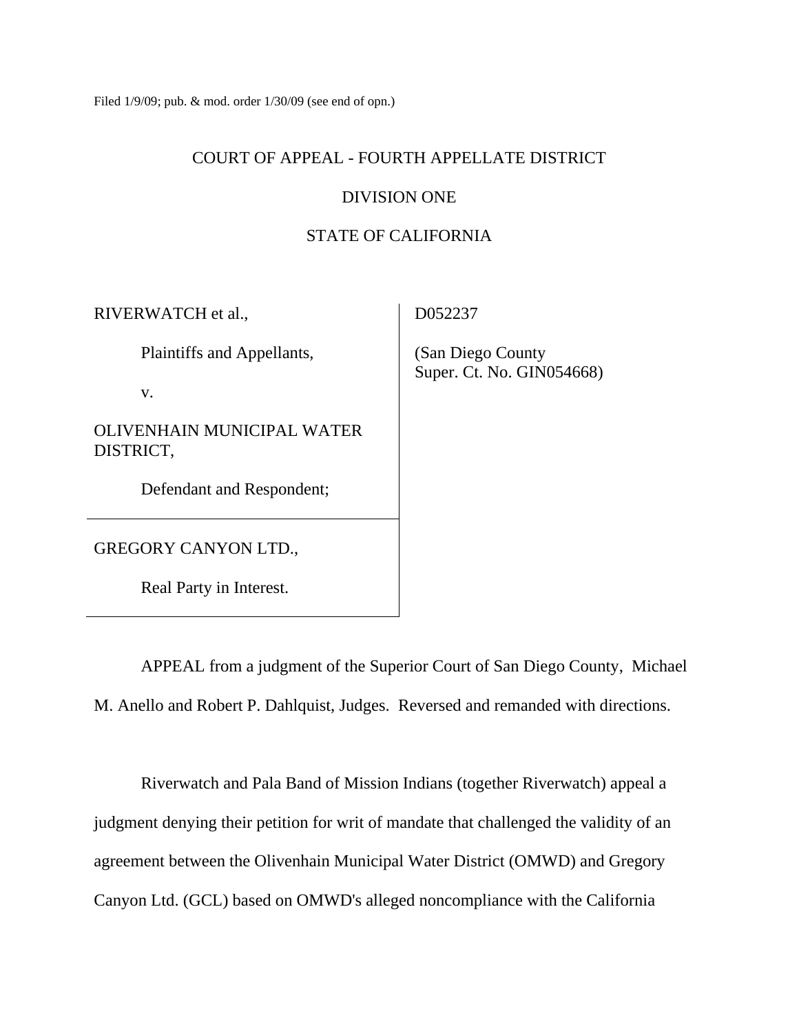Filed 1/9/09; pub. & mod. order 1/30/09 (see end of opn.)

COURT OF APPEAL - FOURTH APPELLATE DISTRICT

DIVISION ONE

STATE OF CALIFORNIA

| | |
|---|---|
| RIVERWATCH et al.,<br><br>Plaintiffs and Appellants,<br><br>v.<br><br>OLIVENHAIN MUNICIPAL WATER DISTRICT,<br><br>Defendant and Respondent;<br><br>GREGORY CANYON LTD.,<br><br>Real Party in Interest. | D052237<br><br>(San Diego County Super. Ct. No. GIN054668) |

APPEAL from a judgment of the Superior Court of San Diego County, Michael M. Anello and Robert P. Dahlquist, Judges. Reversed and remanded with directions.

Riverwatch and Pala Band of Mission Indians (together Riverwatch) appeal a judgment denying their petition for writ of mandate that challenged the validity of an agreement between the Olivenhain Municipal Water District (OMWD) and Gregory Canyon Ltd. (GCL) based on OMWD's alleged noncompliance with the California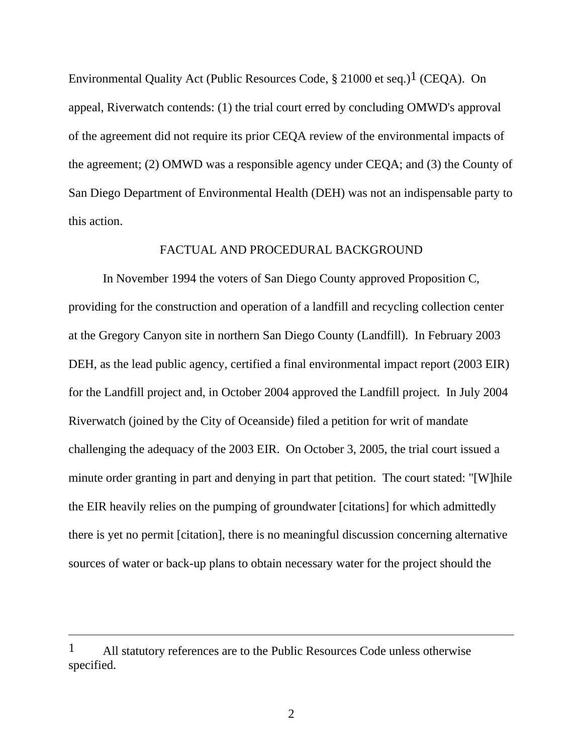Environmental Quality Act (Public Resources Code, § 21000 et seq.)[1] (CEQA). On appeal, Riverwatch contends: (1) the trial court erred by concluding OMWD's approval of the agreement did not require its prior CEQA review of the environmental impacts of the agreement; (2) OMWD was a responsible agency under CEQA; and (3) the County of San Diego Department of Environmental Health (DEH) was not an indispensable party to this action.

## FACTUAL AND PROCEDURAL BACKGROUND

In November 1994 the voters of San Diego County approved Proposition C, providing for the construction and operation of a landfill and recycling collection center at the Gregory Canyon site in northern San Diego County (Landfill). In February 2003 DEH, as the lead public agency, certified a final environmental impact report (2003 EIR) for the Landfill project and, in October 2004 approved the Landfill project. In July 2004 Riverwatch (joined by the City of Oceanside) filed a petition for writ of mandate challenging the adequacy of the 2003 EIR. On October 3, 2005, the trial court issued a minute order granting in part and denying in part that petition. The court stated: "[W]hile the EIR heavily relies on the pumping of groundwater [citations] for which admittedly there is yet no permit [citation], there is no meaningful discussion concerning alternative sources of water or back-up plans to obtain necessary water for the project should the

---

[1] All statutory references are to the Public Resources Code unless otherwise specified.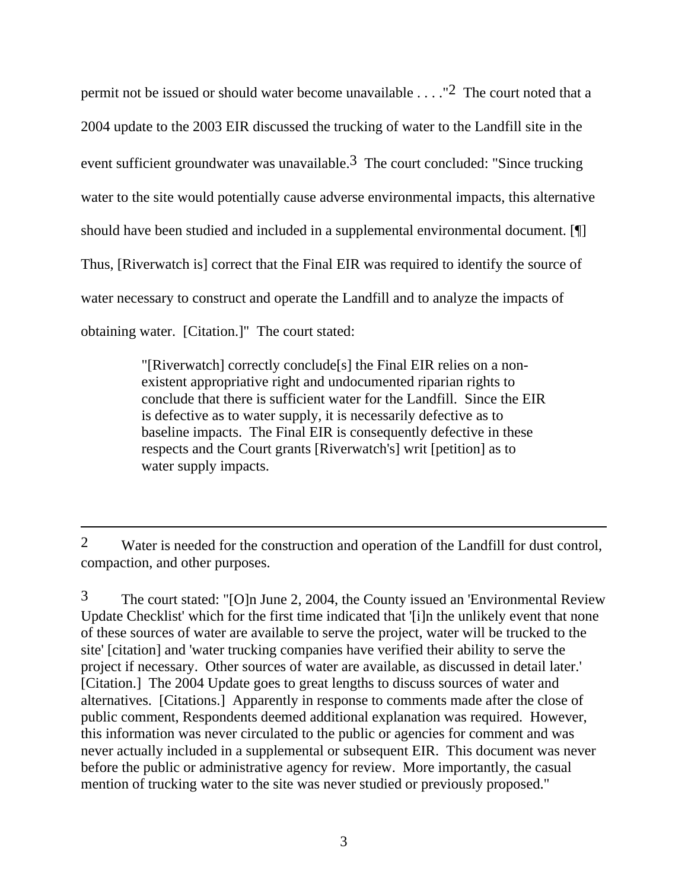permit not be issued or should water become unavailable . . . ."[2] The court noted that a 2004 update to the 2003 EIR discussed the trucking of water to the Landfill site in the event sufficient groundwater was unavailable.[3] The court concluded: "Since trucking water to the site would potentially cause adverse environmental impacts, this alternative should have been studied and included in a supplemental environmental document. [¶] Thus, [Riverwatch is] correct that the Final EIR was required to identify the source of water necessary to construct and operate the Landfill and to analyze the impacts of obtaining water. [Citation.]" The court stated:

> "[Riverwatch] correctly conclude[s] the Final EIR relies on a non-existent appropriative right and undocumented riparian rights to conclude that there is sufficient water for the Landfill. Since the EIR is defective as to water supply, it is necessarily defective as to baseline impacts. The Final EIR is consequently defective in these respects and the Court grants [Riverwatch's] writ [petition] as to water supply impacts.

---

[2] Water is needed for the construction and operation of the Landfill for dust control, compaction, and other purposes.

[3] The court stated: "[O]n June 2, 2004, the County issued an 'Environmental Review Update Checklist' which for the first time indicated that '[i]n the unlikely event that none of these sources of water are available to serve the project, water will be trucked to the site' [citation] and 'water trucking companies have verified their ability to serve the project if necessary. Other sources of water are available, as discussed in detail later.' [Citation.] The 2004 Update goes to great lengths to discuss sources of water and alternatives. [Citations.] Apparently in response to comments made after the close of public comment, Respondents deemed additional explanation was required. However, this information was never circulated to the public or agencies for comment and was never actually included in a supplemental or subsequent EIR. This document was never before the public or administrative agency for review. More importantly, the casual mention of trucking water to the site was never studied or previously proposed."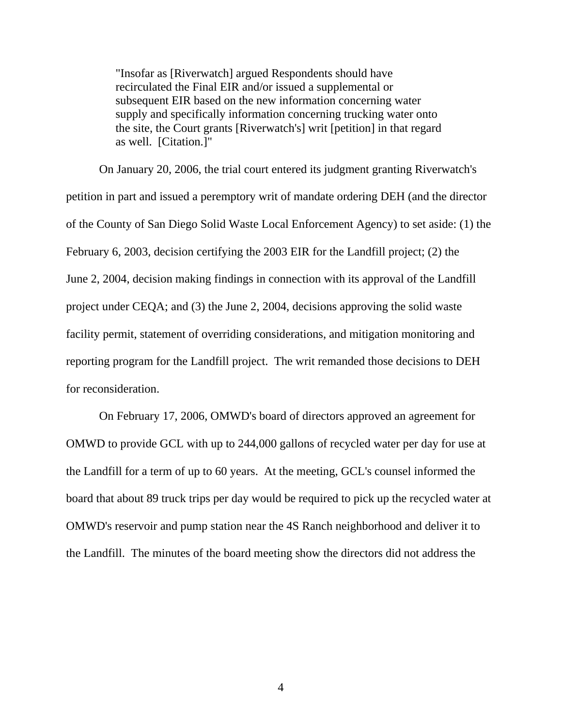> "Insofar as [Riverwatch] argued Respondents should have recirculated the Final EIR and/or issued a supplemental or subsequent EIR based on the new information concerning water supply and specifically information concerning trucking water onto the site, the Court grants [Riverwatch's] writ [petition] in that regard as well. [Citation.]"

On January 20, 2006, the trial court entered its judgment granting Riverwatch's petition in part and issued a peremptory writ of mandate ordering DEH (and the director of the County of San Diego Solid Waste Local Enforcement Agency) to set aside: (1) the February 6, 2003, decision certifying the 2003 EIR for the Landfill project; (2) the June 2, 2004, decision making findings in connection with its approval of the Landfill project under CEQA; and (3) the June 2, 2004, decisions approving the solid waste facility permit, statement of overriding considerations, and mitigation monitoring and reporting program for the Landfill project. The writ remanded those decisions to DEH for reconsideration.

On February 17, 2006, OMWD's board of directors approved an agreement for OMWD to provide GCL with up to 244,000 gallons of recycled water per day for use at the Landfill for a term of up to 60 years. At the meeting, GCL's counsel informed the board that about 89 truck trips per day would be required to pick up the recycled water at OMWD's reservoir and pump station near the 4S Ranch neighborhood and deliver it to the Landfill. The minutes of the board meeting show the directors did not address the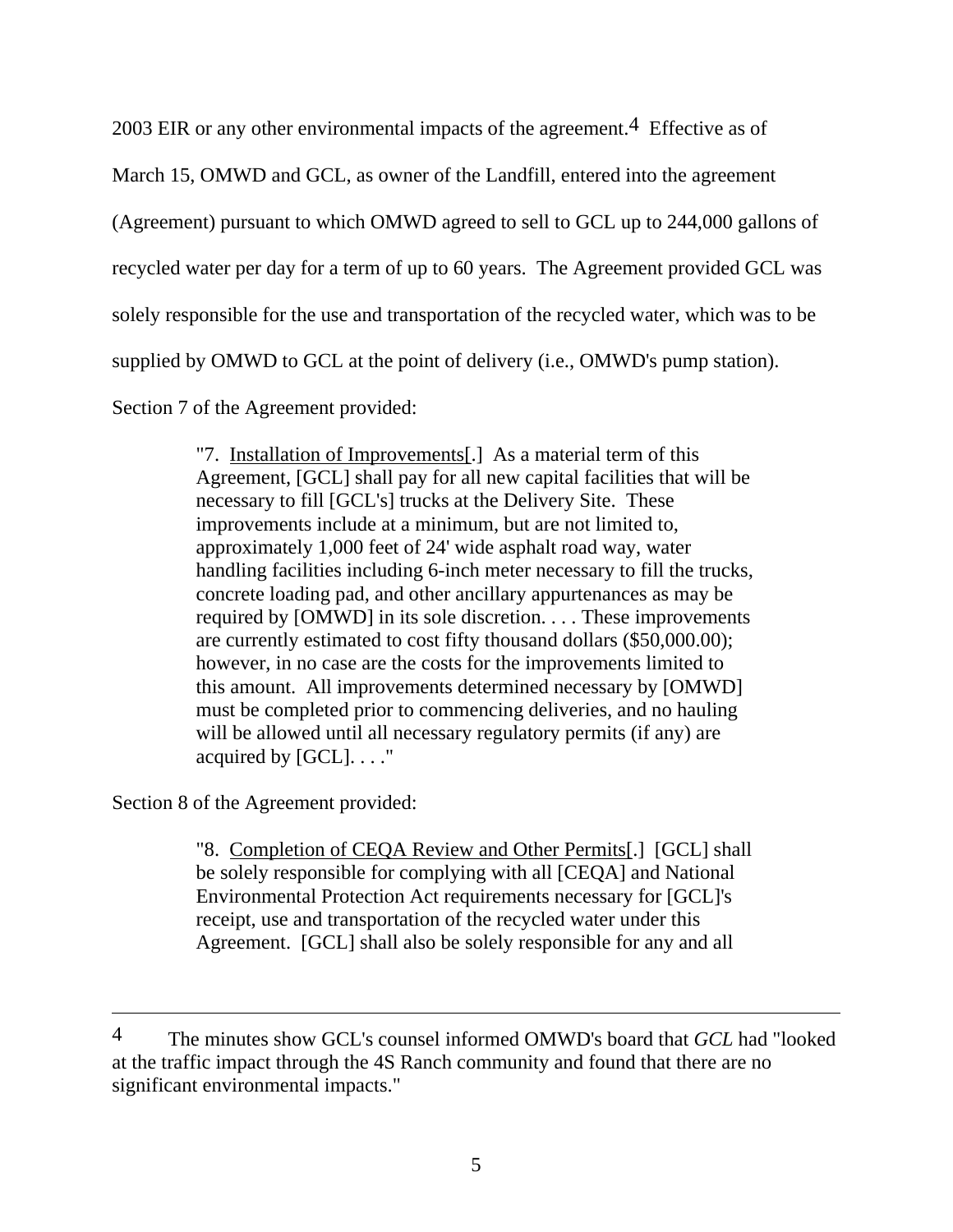2003 EIR or any other environmental impacts of the agreement.[4] Effective as of March 15, OMWD and GCL, as owner of the Landfill, entered into the agreement (Agreement) pursuant to which OMWD agreed to sell to GCL up to 244,000 gallons of recycled water per day for a term of up to 60 years. The Agreement provided GCL was solely responsible for the use and transportation of the recycled water, which was to be supplied by OMWD to GCL at the point of delivery (i.e., OMWD's pump station).

Section 7 of the Agreement provided:

> "7. Installation of Improvements[.] As a material term of this Agreement, [GCL] shall pay for all new capital facilities that will be necessary to fill [GCL's] trucks at the Delivery Site. These improvements include at a minimum, but are not limited to, approximately 1,000 feet of 24' wide asphalt road way, water handling facilities including 6-inch meter necessary to fill the trucks, concrete loading pad, and other ancillary appurtenances as may be required by [OMWD] in its sole discretion. . . . These improvements are currently estimated to cost fifty thousand dollars ($50,000.00); however, in no case are the costs for the improvements limited to this amount. All improvements determined necessary by [OMWD] must be completed prior to commencing deliveries, and no hauling will be allowed until all necessary regulatory permits (if any) are acquired by [GCL]. . . ."

Section 8 of the Agreement provided:

> "8. Completion of CEQA Review and Other Permits[.] [GCL] shall be solely responsible for complying with all [CEQA] and National Environmental Protection Act requirements necessary for [GCL]'s receipt, use and transportation of the recycled water under this Agreement. [GCL] shall also be solely responsible for any and all

---

[4] The minutes show GCL's counsel informed OMWD's board that *GCL* had "looked at the traffic impact through the 4S Ranch community and found that there are no significant environmental impacts."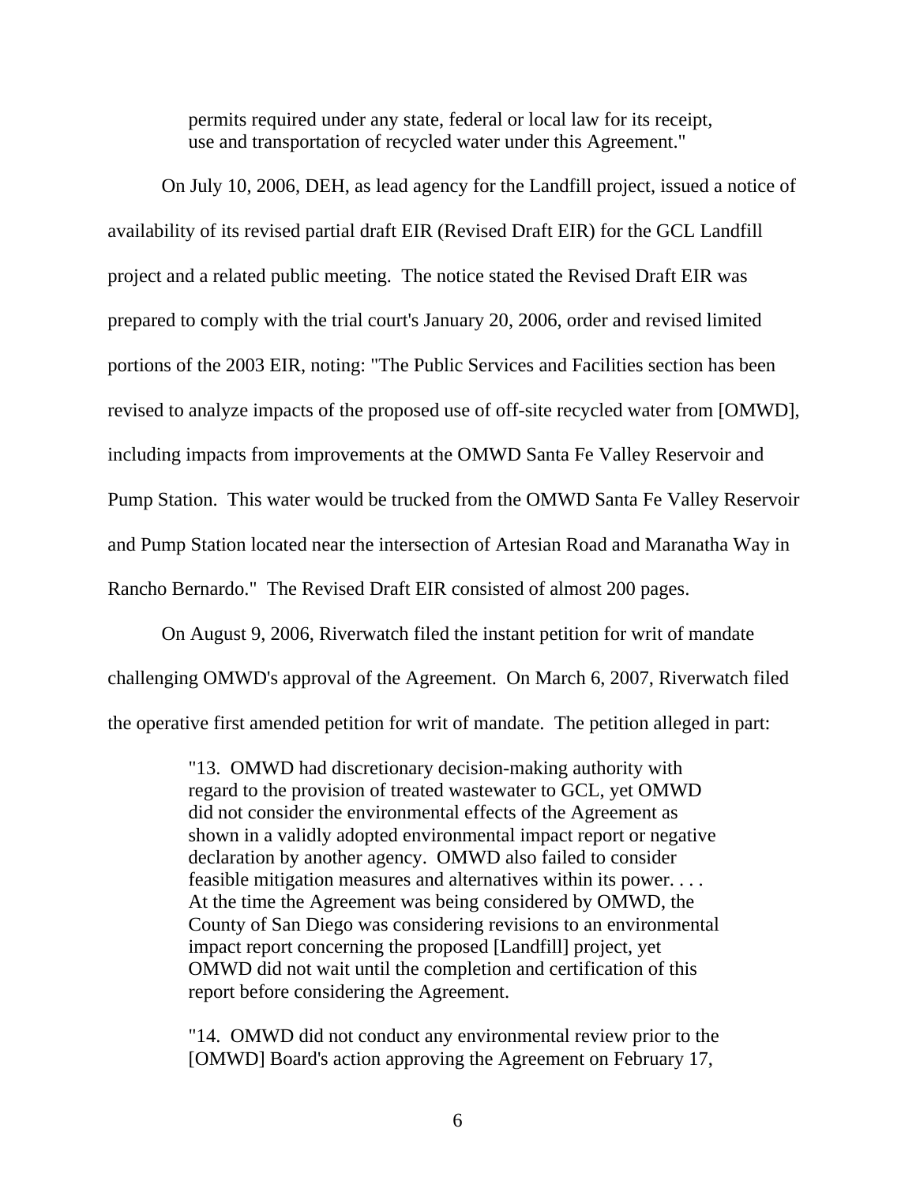> permits required under any state, federal or local law for its receipt, use and transportation of recycled water under this Agreement."

On July 10, 2006, DEH, as lead agency for the Landfill project, issued a notice of availability of its revised partial draft EIR (Revised Draft EIR) for the GCL Landfill project and a related public meeting. The notice stated the Revised Draft EIR was prepared to comply with the trial court's January 20, 2006, order and revised limited portions of the 2003 EIR, noting: "The Public Services and Facilities section has been revised to analyze impacts of the proposed use of off-site recycled water from [OMWD], including impacts from improvements at the OMWD Santa Fe Valley Reservoir and Pump Station. This water would be trucked from the OMWD Santa Fe Valley Reservoir and Pump Station located near the intersection of Artesian Road and Maranatha Way in Rancho Bernardo." The Revised Draft EIR consisted of almost 200 pages.

On August 9, 2006, Riverwatch filed the instant petition for writ of mandate challenging OMWD's approval of the Agreement. On March 6, 2007, Riverwatch filed the operative first amended petition for writ of mandate. The petition alleged in part:

> "13. OMWD had discretionary decision-making authority with regard to the provision of treated wastewater to GCL, yet OMWD did not consider the environmental effects of the Agreement as shown in a validly adopted environmental impact report or negative declaration by another agency. OMWD also failed to consider feasible mitigation measures and alternatives within its power. . . . At the time the Agreement was being considered by OMWD, the County of San Diego was considering revisions to an environmental impact report concerning the proposed [Landfill] project, yet OMWD did not wait until the completion and certification of this report before considering the Agreement.
>
> "14. OMWD did not conduct any environmental review prior to the [OMWD] Board's action approving the Agreement on February 17,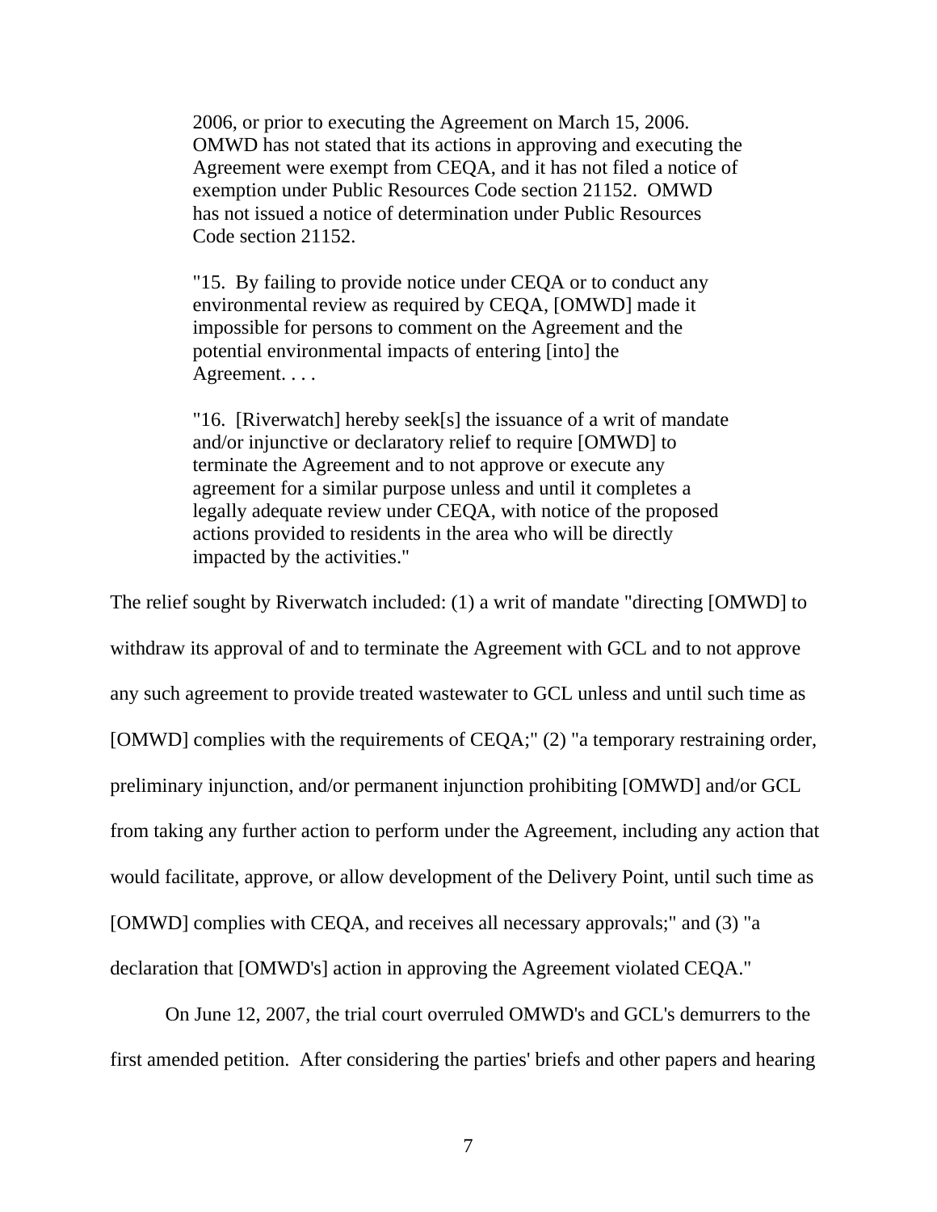> 2006, or prior to executing the Agreement on March 15, 2006. OMWD has not stated that its actions in approving and executing the Agreement were exempt from CEQA, and it has not filed a notice of exemption under Public Resources Code section 21152. OMWD has not issued a notice of determination under Public Resources Code section 21152.
>
> "15. By failing to provide notice under CEQA or to conduct any environmental review as required by CEQA, [OMWD] made it impossible for persons to comment on the Agreement and the potential environmental impacts of entering [into] the Agreement. . . .
>
> "16. [Riverwatch] hereby seek[s] the issuance of a writ of mandate and/or injunctive or declaratory relief to require [OMWD] to terminate the Agreement and to not approve or execute any agreement for a similar purpose unless and until it completes a legally adequate review under CEQA, with notice of the proposed actions provided to residents in the area who will be directly impacted by the activities."

The relief sought by Riverwatch included: (1) a writ of mandate "directing [OMWD] to withdraw its approval of and to terminate the Agreement with GCL and to not approve any such agreement to provide treated wastewater to GCL unless and until such time as [OMWD] complies with the requirements of CEQA;" (2) "a temporary restraining order, preliminary injunction, and/or permanent injunction prohibiting [OMWD] and/or GCL from taking any further action to perform under the Agreement, including any action that would facilitate, approve, or allow development of the Delivery Point, until such time as [OMWD] complies with CEQA, and receives all necessary approvals;" and (3) "a declaration that [OMWD's] action in approving the Agreement violated CEQA."

On June 12, 2007, the trial court overruled OMWD's and GCL's demurrers to the first amended petition. After considering the parties' briefs and other papers and hearing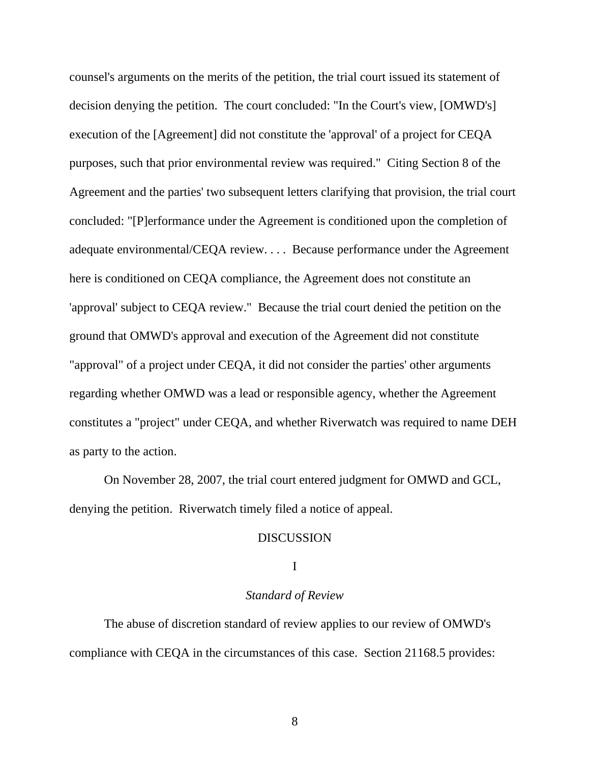counsel's arguments on the merits of the petition, the trial court issued its statement of decision denying the petition. The court concluded: "In the Court's view, [OMWD's] execution of the [Agreement] did not constitute the 'approval' of a project for CEQA purposes, such that prior environmental review was required." Citing Section 8 of the Agreement and the parties' two subsequent letters clarifying that provision, the trial court concluded: "[P]erformance under the Agreement is conditioned upon the completion of adequate environmental/CEQA review. . . . Because performance under the Agreement here is conditioned on CEQA compliance, the Agreement does not constitute an 'approval' subject to CEQA review." Because the trial court denied the petition on the ground that OMWD's approval and execution of the Agreement did not constitute "approval" of a project under CEQA, it did not consider the parties' other arguments regarding whether OMWD was a lead or responsible agency, whether the Agreement constitutes a "project" under CEQA, and whether Riverwatch was required to name DEH as party to the action.

On November 28, 2007, the trial court entered judgment for OMWD and GCL, denying the petition. Riverwatch timely filed a notice of appeal.

## DISCUSSION

### I

### *Standard of Review*

The abuse of discretion standard of review applies to our review of OMWD's compliance with CEQA in the circumstances of this case. Section 21168.5 provides: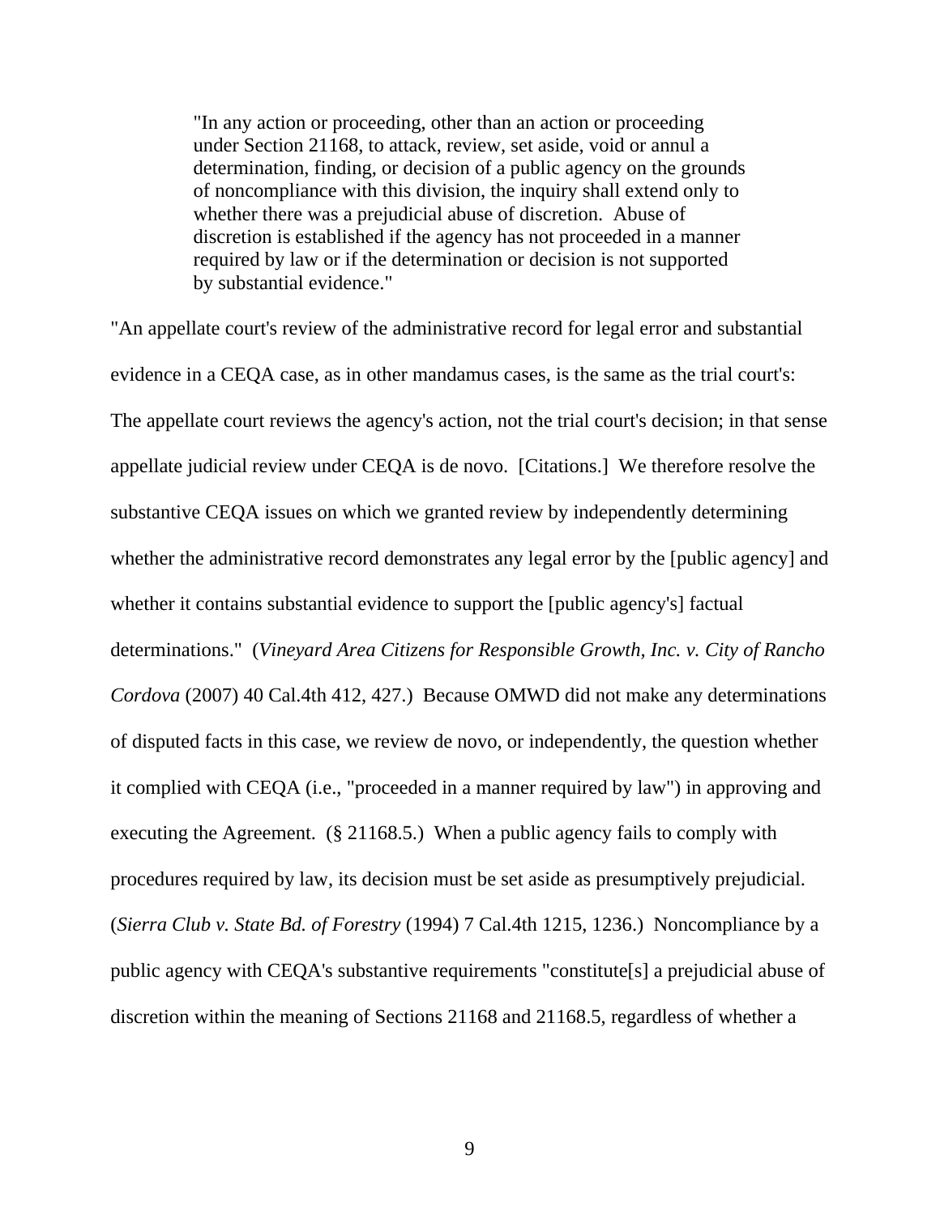> "In any action or proceeding, other than an action or proceeding under Section 21168, to attack, review, set aside, void or annul a determination, finding, or decision of a public agency on the grounds of noncompliance with this division, the inquiry shall extend only to whether there was a prejudicial abuse of discretion. Abuse of discretion is established if the agency has not proceeded in a manner required by law or if the determination or decision is not supported by substantial evidence."

"An appellate court's review of the administrative record for legal error and substantial evidence in a CEQA case, as in other mandamus cases, is the same as the trial court's: The appellate court reviews the agency's action, not the trial court's decision; in that sense appellate judicial review under CEQA is de novo. [Citations.] We therefore resolve the substantive CEQA issues on which we granted review by independently determining whether the administrative record demonstrates any legal error by the [public agency] and whether it contains substantial evidence to support the [public agency's] factual determinations." (*Vineyard Area Citizens for Responsible Growth, Inc. v. City of Rancho Cordova* (2007) 40 Cal.4th 412, 427.) Because OMWD did not make any determinations of disputed facts in this case, we review de novo, or independently, the question whether it complied with CEQA (i.e., "proceeded in a manner required by law") in approving and executing the Agreement. (§ 21168.5.) When a public agency fails to comply with procedures required by law, its decision must be set aside as presumptively prejudicial. (*Sierra Club v. State Bd. of Forestry* (1994) 7 Cal.4th 1215, 1236.) Noncompliance by a public agency with CEQA's substantive requirements "constitute[s] a prejudicial abuse of discretion within the meaning of Sections 21168 and 21168.5, regardless of whether a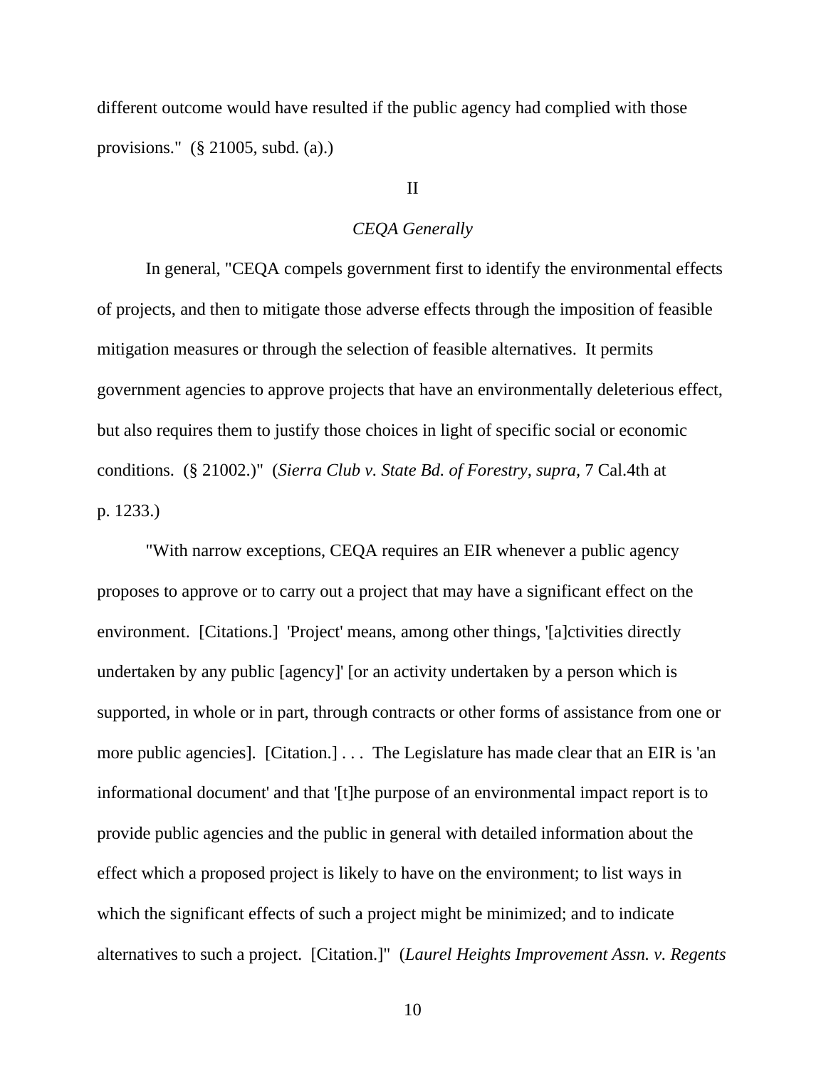different outcome would have resulted if the public agency had complied with those provisions." (§ 21005, subd. (a).)

II

*CEQA Generally*

In general, "CEQA compels government first to identify the environmental effects of projects, and then to mitigate those adverse effects through the imposition of feasible mitigation measures or through the selection of feasible alternatives. It permits government agencies to approve projects that have an environmentally deleterious effect, but also requires them to justify those choices in light of specific social or economic conditions. (§ 21002.)" (*Sierra Club v. State Bd. of Forestry*, *supra*, 7 Cal.4th at p. 1233.)

"With narrow exceptions, CEQA requires an EIR whenever a public agency proposes to approve or to carry out a project that may have a significant effect on the environment. [Citations.] 'Project' means, among other things, '[a]ctivities directly undertaken by any public [agency]' [or an activity undertaken by a person which is supported, in whole or in part, through contracts or other forms of assistance from one or more public agencies]. [Citation.] . . . The Legislature has made clear that an EIR is 'an informational document' and that '[t]he purpose of an environmental impact report is to provide public agencies and the public in general with detailed information about the effect which a proposed project is likely to have on the environment; to list ways in which the significant effects of such a project might be minimized; and to indicate alternatives to such a project. [Citation.]" (*Laurel Heights Improvement Assn. v. Regents*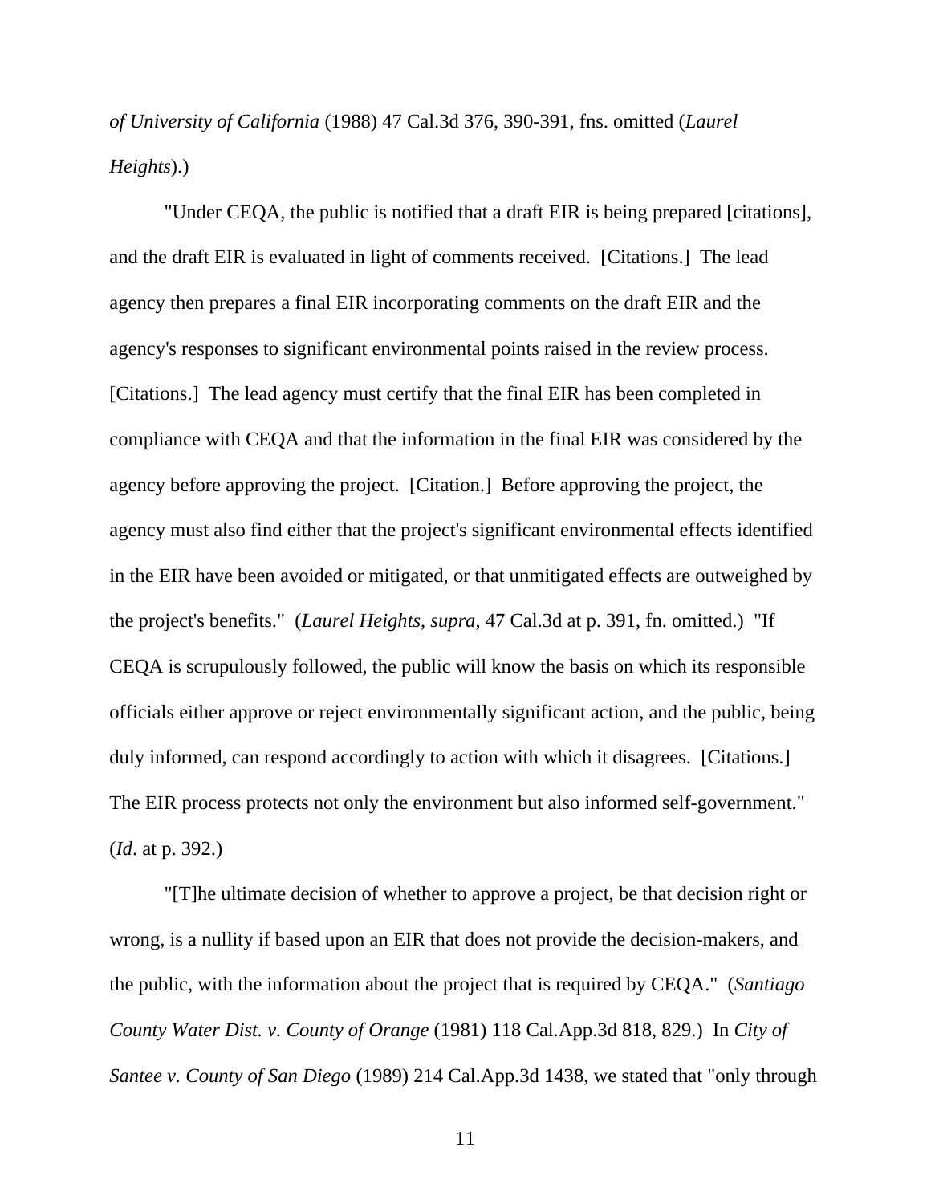*of University of California* (1988) 47 Cal.3d 376, 390-391, fns. omitted (*Laurel Heights*).)

"Under CEQA, the public is notified that a draft EIR is being prepared [citations], and the draft EIR is evaluated in light of comments received. [Citations.] The lead agency then prepares a final EIR incorporating comments on the draft EIR and the agency's responses to significant environmental points raised in the review process. [Citations.] The lead agency must certify that the final EIR has been completed in compliance with CEQA and that the information in the final EIR was considered by the agency before approving the project. [Citation.] Before approving the project, the agency must also find either that the project's significant environmental effects identified in the EIR have been avoided or mitigated, or that unmitigated effects are outweighed by the project's benefits." (*Laurel Heights*, *supra*, 47 Cal.3d at p. 391, fn. omitted.) "If CEQA is scrupulously followed, the public will know the basis on which its responsible officials either approve or reject environmentally significant action, and the public, being duly informed, can respond accordingly to action with which it disagrees. [Citations.] The EIR process protects not only the environment but also informed self-government." (*Id*. at p. 392.)

"[T]he ultimate decision of whether to approve a project, be that decision right or wrong, is a nullity if based upon an EIR that does not provide the decision-makers, and the public, with the information about the project that is required by CEQA." (*Santiago County Water Dist. v. County of Orange* (1981) 118 Cal.App.3d 818, 829.) In *City of Santee v. County of San Diego* (1989) 214 Cal.App.3d 1438, we stated that "only through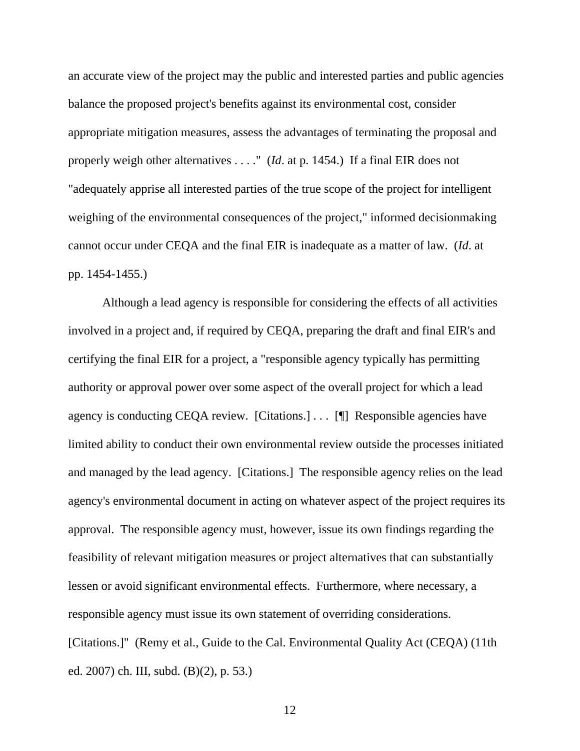an accurate view of the project may the public and interested parties and public agencies balance the proposed project's benefits against its environmental cost, consider appropriate mitigation measures, assess the advantages of terminating the proposal and properly weigh other alternatives . . . ." (*Id*. at p. 1454.) If a final EIR does not "adequately apprise all interested parties of the true scope of the project for intelligent weighing of the environmental consequences of the project," informed decisionmaking cannot occur under CEQA and the final EIR is inadequate as a matter of law. (*Id*. at pp. 1454-1455.)

Although a lead agency is responsible for considering the effects of all activities involved in a project and, if required by CEQA, preparing the draft and final EIR's and certifying the final EIR for a project, a "responsible agency typically has permitting authority or approval power over some aspect of the overall project for which a lead agency is conducting CEQA review. [Citations.] . . . [¶] Responsible agencies have limited ability to conduct their own environmental review outside the processes initiated and managed by the lead agency. [Citations.] The responsible agency relies on the lead agency's environmental document in acting on whatever aspect of the project requires its approval. The responsible agency must, however, issue its own findings regarding the feasibility of relevant mitigation measures or project alternatives that can substantially lessen or avoid significant environmental effects. Furthermore, where necessary, a responsible agency must issue its own statement of overriding considerations. [Citations.]" (Remy et al., Guide to the Cal. Environmental Quality Act (CEQA) (11th ed. 2007) ch. III, subd. (B)(2), p. 53.)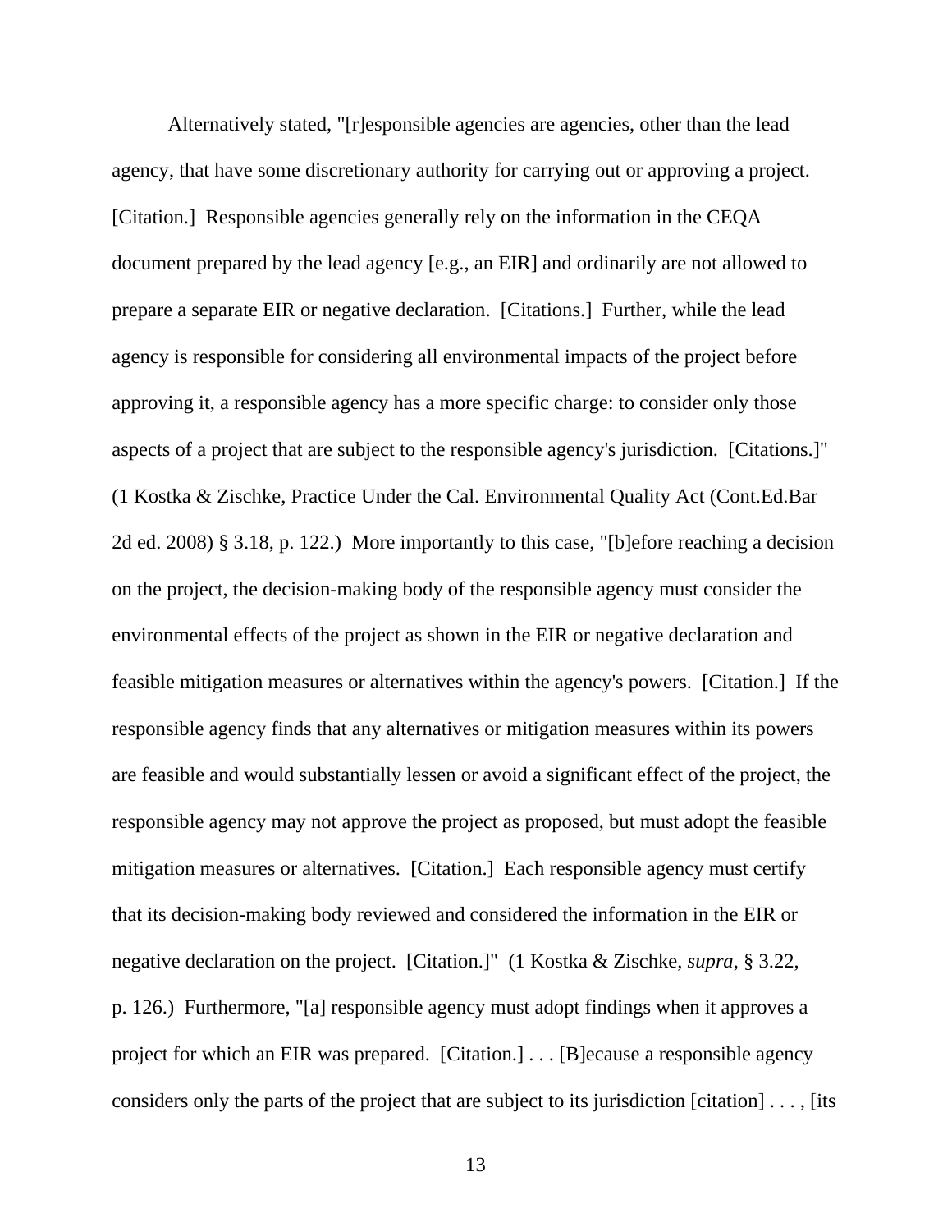Alternatively stated, "[r]esponsible agencies are agencies, other than the lead agency, that have some discretionary authority for carrying out or approving a project. [Citation.] Responsible agencies generally rely on the information in the CEQA document prepared by the lead agency [e.g., an EIR] and ordinarily are not allowed to prepare a separate EIR or negative declaration. [Citations.] Further, while the lead agency is responsible for considering all environmental impacts of the project before approving it, a responsible agency has a more specific charge: to consider only those aspects of a project that are subject to the responsible agency's jurisdiction. [Citations.]" (1 Kostka & Zischke, Practice Under the Cal. Environmental Quality Act (Cont.Ed.Bar 2d ed. 2008) § 3.18, p. 122.) More importantly to this case, "[b]efore reaching a decision on the project, the decision-making body of the responsible agency must consider the environmental effects of the project as shown in the EIR or negative declaration and feasible mitigation measures or alternatives within the agency's powers. [Citation.] If the responsible agency finds that any alternatives or mitigation measures within its powers are feasible and would substantially lessen or avoid a significant effect of the project, the responsible agency may not approve the project as proposed, but must adopt the feasible mitigation measures or alternatives. [Citation.] Each responsible agency must certify that its decision-making body reviewed and considered the information in the EIR or negative declaration on the project. [Citation.]" (1 Kostka & Zischke, *supra*, § 3.22, p. 126.) Furthermore, "[a] responsible agency must adopt findings when it approves a project for which an EIR was prepared. [Citation.] . . . [B]ecause a responsible agency considers only the parts of the project that are subject to its jurisdiction [citation] . . . , [its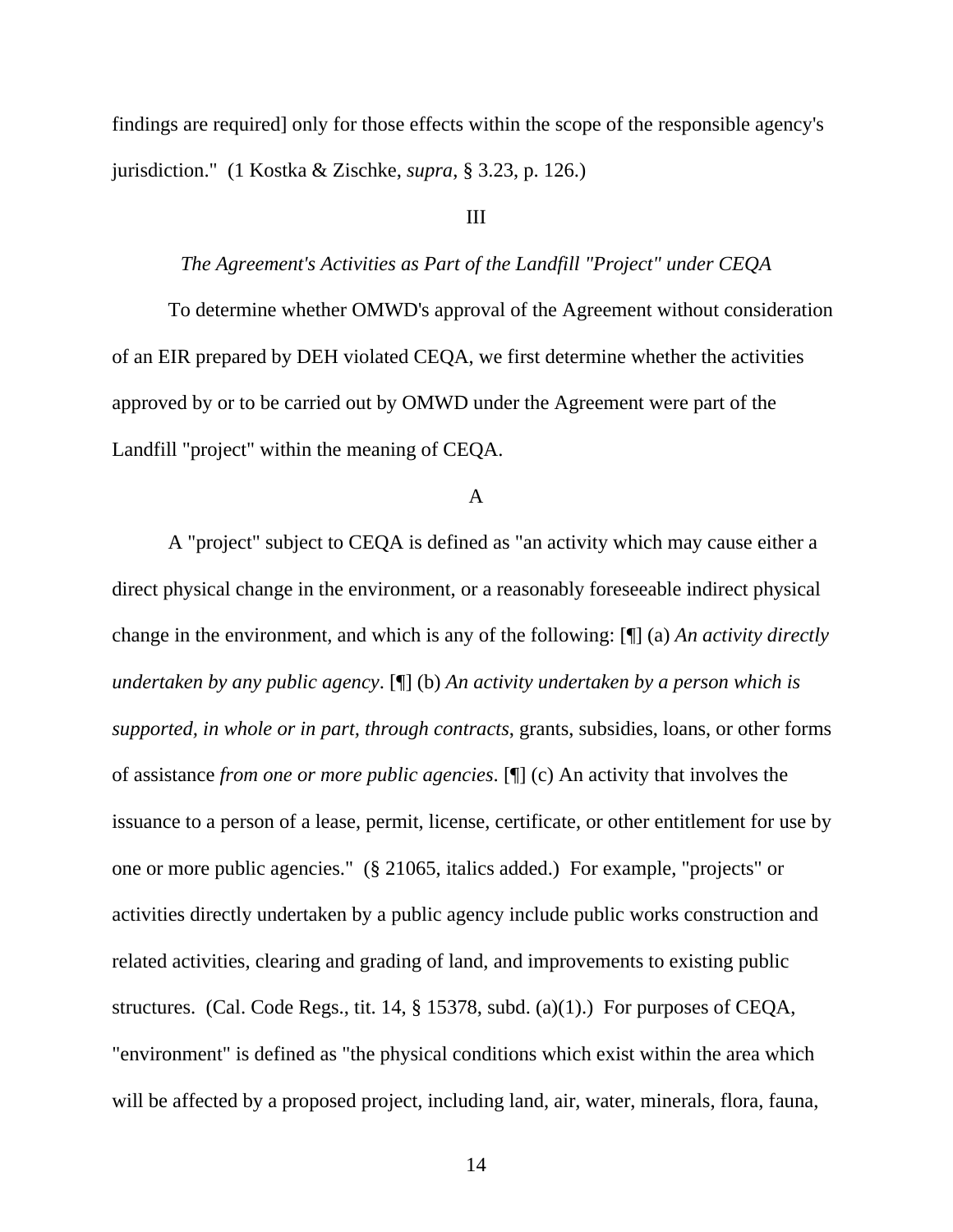findings are required] only for those effects within the scope of the responsible agency's jurisdiction." (1 Kostka & Zischke, *supra*, § 3.23, p. 126.)

III

*The Agreement's Activities as Part of the Landfill "Project" under CEQA*

To determine whether OMWD's approval of the Agreement without consideration of an EIR prepared by DEH violated CEQA, we first determine whether the activities approved by or to be carried out by OMWD under the Agreement were part of the Landfill "project" within the meaning of CEQA.

A

A "project" subject to CEQA is defined as "an activity which may cause either a direct physical change in the environment, or a reasonably foreseeable indirect physical change in the environment, and which is any of the following: [¶] (a) *An activity directly undertaken by any public agency*. [¶] (b) *An activity undertaken by a person which is supported, in whole or in part, through contracts*, grants, subsidies, loans, or other forms of assistance *from one or more public agencies*. [¶] (c) An activity that involves the issuance to a person of a lease, permit, license, certificate, or other entitlement for use by one or more public agencies." (§ 21065, italics added.) For example, "projects" or activities directly undertaken by a public agency include public works construction and related activities, clearing and grading of land, and improvements to existing public structures. (Cal. Code Regs., tit. 14, § 15378, subd. (a)(1).) For purposes of CEQA, "environment" is defined as "the physical conditions which exist within the area which will be affected by a proposed project, including land, air, water, minerals, flora, fauna,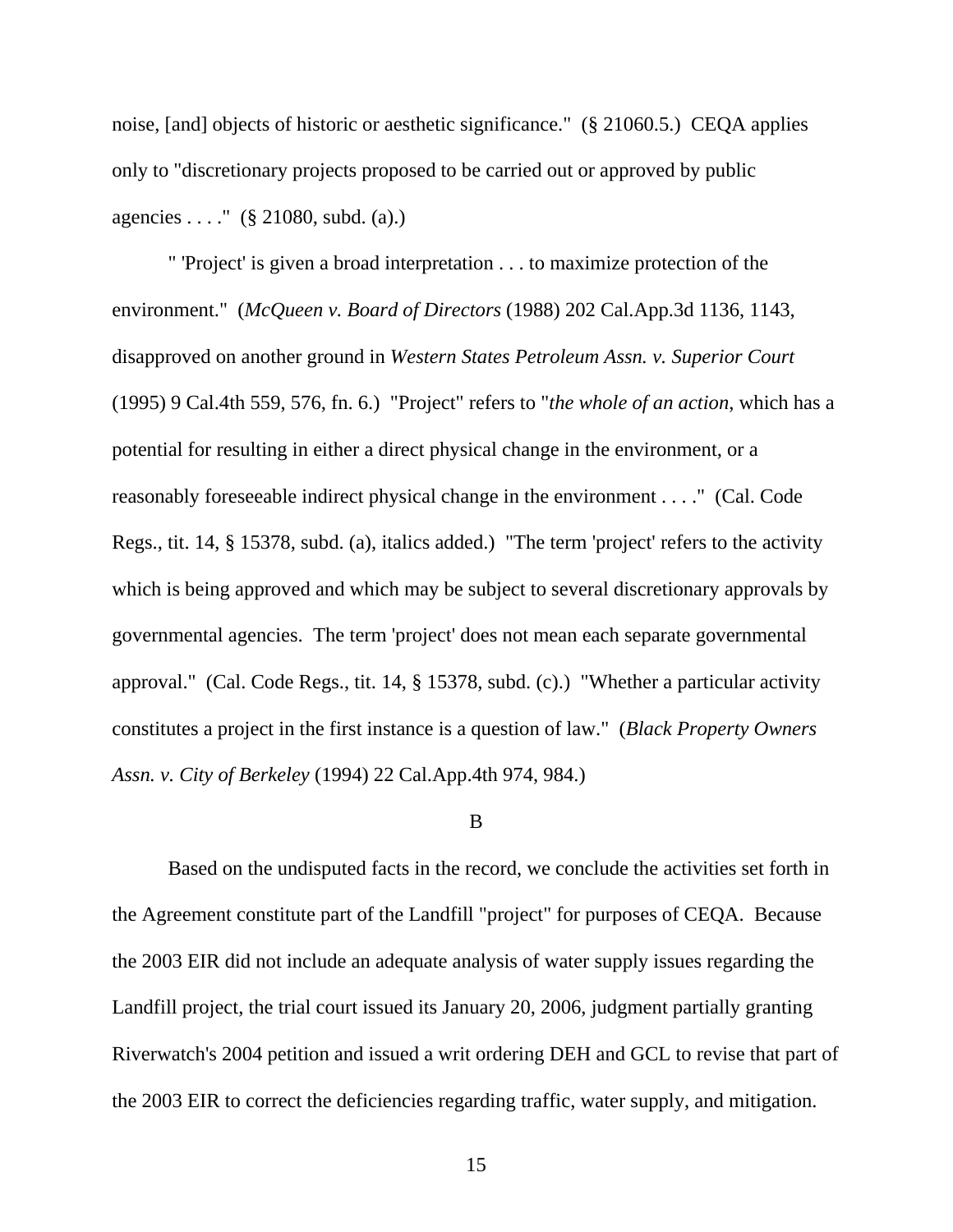noise, [and] objects of historic or aesthetic significance." (§ 21060.5.) CEQA applies only to "discretionary projects proposed to be carried out or approved by public agencies . . . ." (§ 21080, subd. (a).)

" 'Project' is given a broad interpretation . . . to maximize protection of the environment." (*McQueen v. Board of Directors* (1988) 202 Cal.App.3d 1136, 1143, disapproved on another ground in *Western States Petroleum Assn. v. Superior Court* (1995) 9 Cal.4th 559, 576, fn. 6.) "Project" refers to "*the whole of an action*, which has a potential for resulting in either a direct physical change in the environment, or a reasonably foreseeable indirect physical change in the environment . . . ." (Cal. Code Regs., tit. 14, § 15378, subd. (a), italics added.) "The term 'project' refers to the activity which is being approved and which may be subject to several discretionary approvals by governmental agencies. The term 'project' does not mean each separate governmental approval." (Cal. Code Regs., tit. 14, § 15378, subd. (c).) "Whether a particular activity constitutes a project in the first instance is a question of law." (*Black Property Owners Assn. v. City of Berkeley* (1994) 22 Cal.App.4th 974, 984.)

B

Based on the undisputed facts in the record, we conclude the activities set forth in the Agreement constitute part of the Landfill "project" for purposes of CEQA. Because the 2003 EIR did not include an adequate analysis of water supply issues regarding the Landfill project, the trial court issued its January 20, 2006, judgment partially granting Riverwatch's 2004 petition and issued a writ ordering DEH and GCL to revise that part of the 2003 EIR to correct the deficiencies regarding traffic, water supply, and mitigation.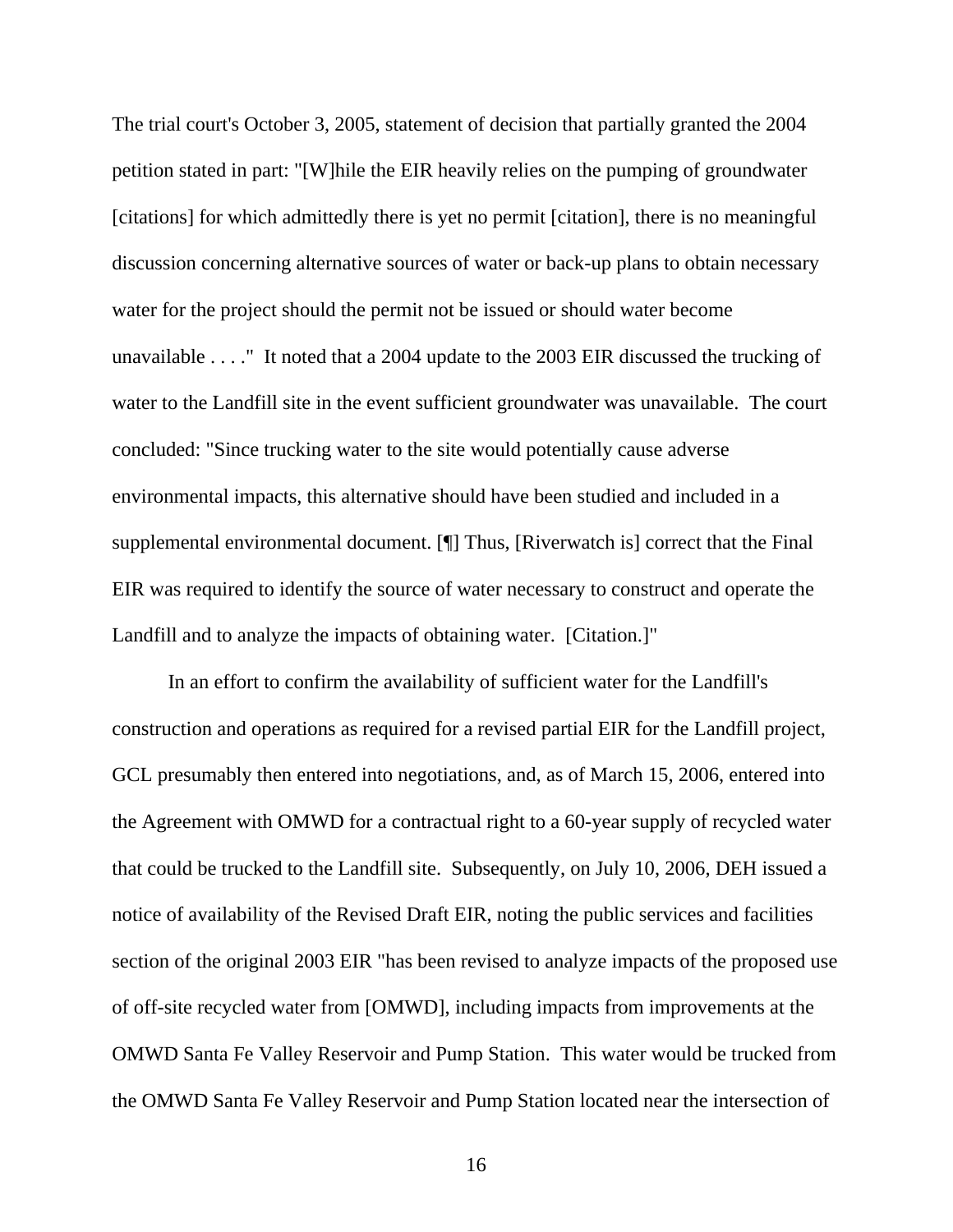The trial court's October 3, 2005, statement of decision that partially granted the 2004 petition stated in part: "[W]hile the EIR heavily relies on the pumping of groundwater [citations] for which admittedly there is yet no permit [citation], there is no meaningful discussion concerning alternative sources of water or back-up plans to obtain necessary water for the project should the permit not be issued or should water become unavailable . . . ." It noted that a 2004 update to the 2003 EIR discussed the trucking of water to the Landfill site in the event sufficient groundwater was unavailable. The court concluded: "Since trucking water to the site would potentially cause adverse environmental impacts, this alternative should have been studied and included in a supplemental environmental document. [¶] Thus, [Riverwatch is] correct that the Final EIR was required to identify the source of water necessary to construct and operate the Landfill and to analyze the impacts of obtaining water. [Citation.]"

In an effort to confirm the availability of sufficient water for the Landfill's construction and operations as required for a revised partial EIR for the Landfill project, GCL presumably then entered into negotiations, and, as of March 15, 2006, entered into the Agreement with OMWD for a contractual right to a 60-year supply of recycled water that could be trucked to the Landfill site. Subsequently, on July 10, 2006, DEH issued a notice of availability of the Revised Draft EIR, noting the public services and facilities section of the original 2003 EIR "has been revised to analyze impacts of the proposed use of off-site recycled water from [OMWD], including impacts from improvements at the OMWD Santa Fe Valley Reservoir and Pump Station. This water would be trucked from the OMWD Santa Fe Valley Reservoir and Pump Station located near the intersection of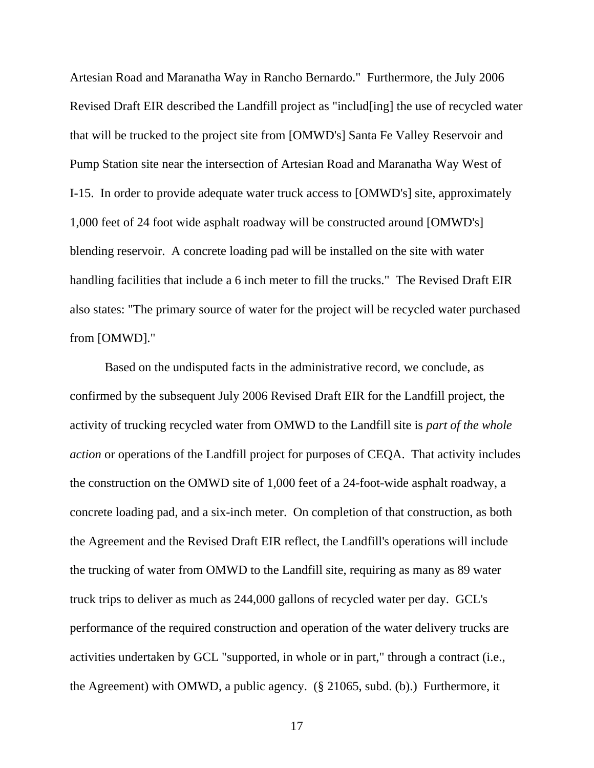Artesian Road and Maranatha Way in Rancho Bernardo." Furthermore, the July 2006 Revised Draft EIR described the Landfill project as "includ[ing] the use of recycled water that will be trucked to the project site from [OMWD's] Santa Fe Valley Reservoir and Pump Station site near the intersection of Artesian Road and Maranatha Way West of I-15. In order to provide adequate water truck access to [OMWD's] site, approximately 1,000 feet of 24 foot wide asphalt roadway will be constructed around [OMWD's] blending reservoir. A concrete loading pad will be installed on the site with water handling facilities that include a 6 inch meter to fill the trucks." The Revised Draft EIR also states: "The primary source of water for the project will be recycled water purchased from [OMWD]."

Based on the undisputed facts in the administrative record, we conclude, as confirmed by the subsequent July 2006 Revised Draft EIR for the Landfill project, the activity of trucking recycled water from OMWD to the Landfill site is *part of the whole action* or operations of the Landfill project for purposes of CEQA. That activity includes the construction on the OMWD site of 1,000 feet of a 24-foot-wide asphalt roadway, a concrete loading pad, and a six-inch meter. On completion of that construction, as both the Agreement and the Revised Draft EIR reflect, the Landfill's operations will include the trucking of water from OMWD to the Landfill site, requiring as many as 89 water truck trips to deliver as much as 244,000 gallons of recycled water per day. GCL's performance of the required construction and operation of the water delivery trucks are activities undertaken by GCL "supported, in whole or in part," through a contract (i.e., the Agreement) with OMWD, a public agency. (§ 21065, subd. (b).) Furthermore, it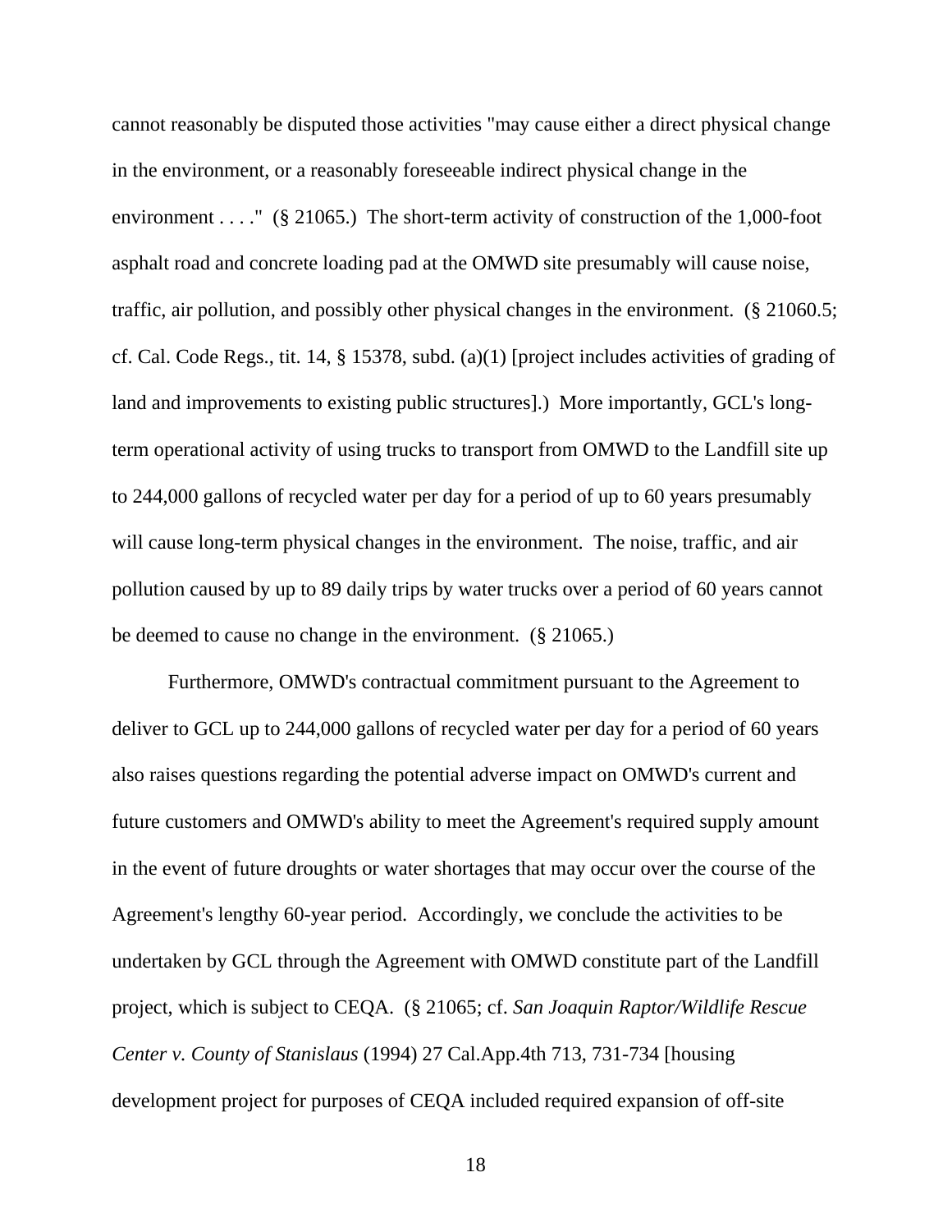cannot reasonably be disputed those activities "may cause either a direct physical change in the environment, or a reasonably foreseeable indirect physical change in the environment . . . ." (§ 21065.) The short-term activity of construction of the 1,000-foot asphalt road and concrete loading pad at the OMWD site presumably will cause noise, traffic, air pollution, and possibly other physical changes in the environment. (§ 21060.5; cf. Cal. Code Regs., tit. 14, § 15378, subd. (a)(1) [project includes activities of grading of land and improvements to existing public structures].) More importantly, GCL's long-term operational activity of using trucks to transport from OMWD to the Landfill site up to 244,000 gallons of recycled water per day for a period of up to 60 years presumably will cause long-term physical changes in the environment. The noise, traffic, and air pollution caused by up to 89 daily trips by water trucks over a period of 60 years cannot be deemed to cause no change in the environment. (§ 21065.)

Furthermore, OMWD's contractual commitment pursuant to the Agreement to deliver to GCL up to 244,000 gallons of recycled water per day for a period of 60 years also raises questions regarding the potential adverse impact on OMWD's current and future customers and OMWD's ability to meet the Agreement's required supply amount in the event of future droughts or water shortages that may occur over the course of the Agreement's lengthy 60-year period. Accordingly, we conclude the activities to be undertaken by GCL through the Agreement with OMWD constitute part of the Landfill project, which is subject to CEQA. (§ 21065; cf. *San Joaquin Raptor/Wildlife Rescue Center v. County of Stanislaus* (1994) 27 Cal.App.4th 713, 731-734 [housing development project for purposes of CEQA included required expansion of off-site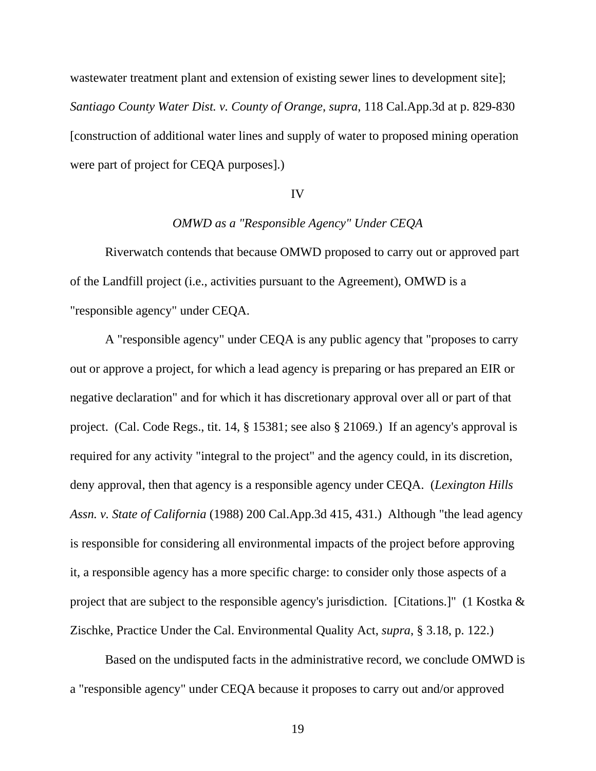wastewater treatment plant and extension of existing sewer lines to development site]; *Santiago County Water Dist. v. County of Orange*, *supra*, 118 Cal.App.3d at p. 829-830 [construction of additional water lines and supply of water to proposed mining operation were part of project for CEQA purposes].)

IV

*OMWD as a "Responsible Agency" Under CEQA*

Riverwatch contends that because OMWD proposed to carry out or approved part of the Landfill project (i.e., activities pursuant to the Agreement), OMWD is a "responsible agency" under CEQA.

A "responsible agency" under CEQA is any public agency that "proposes to carry out or approve a project, for which a lead agency is preparing or has prepared an EIR or negative declaration" and for which it has discretionary approval over all or part of that project. (Cal. Code Regs., tit. 14, § 15381; see also § 21069.) If an agency's approval is required for any activity "integral to the project" and the agency could, in its discretion, deny approval, then that agency is a responsible agency under CEQA. (*Lexington Hills Assn. v. State of California* (1988) 200 Cal.App.3d 415, 431.) Although "the lead agency is responsible for considering all environmental impacts of the project before approving it, a responsible agency has a more specific charge: to consider only those aspects of a project that are subject to the responsible agency's jurisdiction. [Citations.]" (1 Kostka & Zischke, Practice Under the Cal. Environmental Quality Act, *supra*, § 3.18, p. 122.)

Based on the undisputed facts in the administrative record, we conclude OMWD is a "responsible agency" under CEQA because it proposes to carry out and/or approved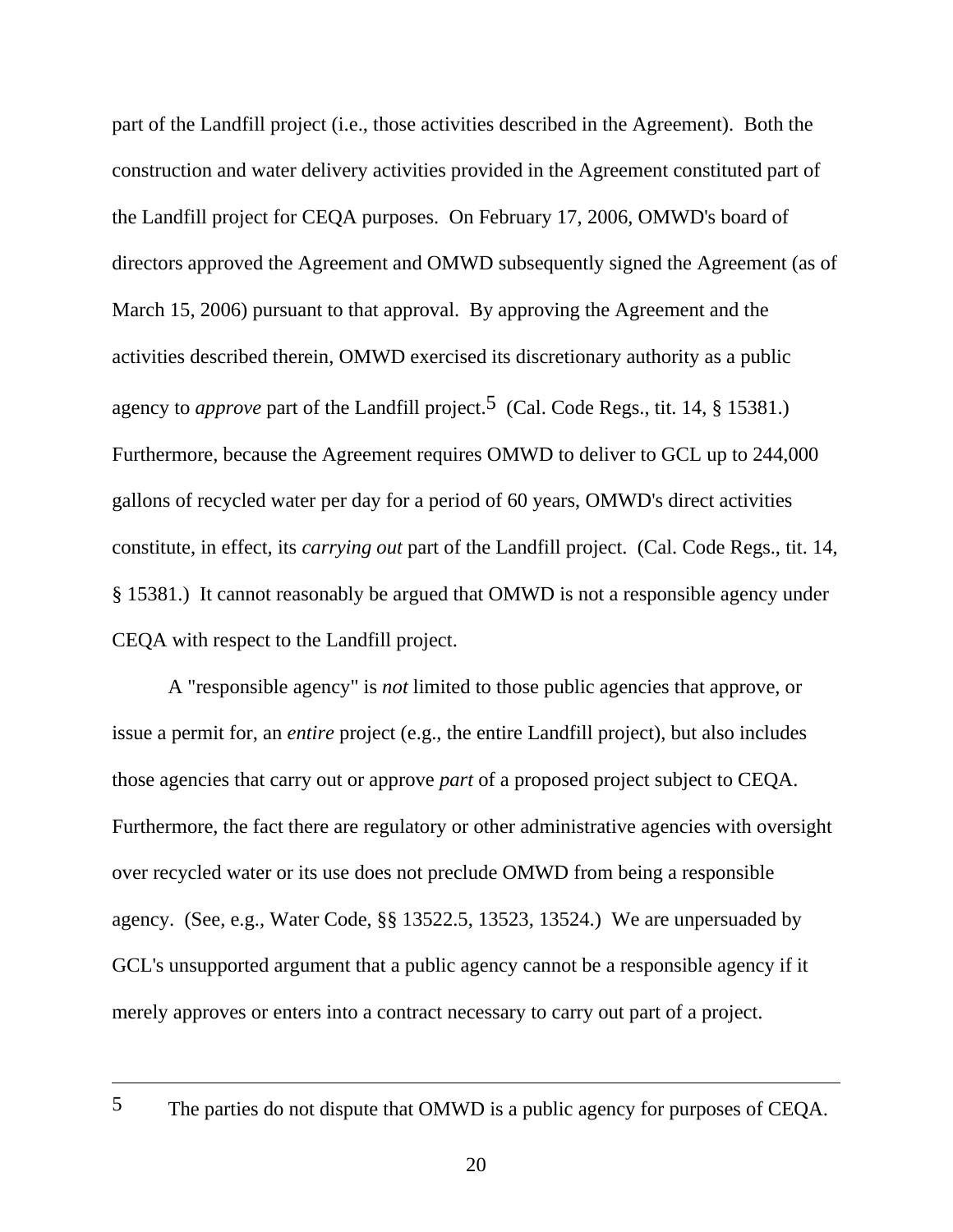part of the Landfill project (i.e., those activities described in the Agreement). Both the construction and water delivery activities provided in the Agreement constituted part of the Landfill project for CEQA purposes. On February 17, 2006, OMWD's board of directors approved the Agreement and OMWD subsequently signed the Agreement (as of March 15, 2006) pursuant to that approval. By approving the Agreement and the activities described therein, OMWD exercised its discretionary authority as a public agency to *approve* part of the Landfill project.[5] (Cal. Code Regs., tit. 14, § 15381.) Furthermore, because the Agreement requires OMWD to deliver to GCL up to 244,000 gallons of recycled water per day for a period of 60 years, OMWD's direct activities constitute, in effect, its *carrying out* part of the Landfill project. (Cal. Code Regs., tit. 14, § 15381.) It cannot reasonably be argued that OMWD is not a responsible agency under CEQA with respect to the Landfill project.

A "responsible agency" is *not* limited to those public agencies that approve, or issue a permit for, an *entire* project (e.g., the entire Landfill project), but also includes those agencies that carry out or approve *part* of a proposed project subject to CEQA. Furthermore, the fact there are regulatory or other administrative agencies with oversight over recycled water or its use does not preclude OMWD from being a responsible agency. (See, e.g., Water Code, §§ 13522.5, 13523, 13524.) We are unpersuaded by GCL's unsupported argument that a public agency cannot be a responsible agency if it merely approves or enters into a contract necessary to carry out part of a project.

---

[5] The parties do not dispute that OMWD is a public agency for purposes of CEQA.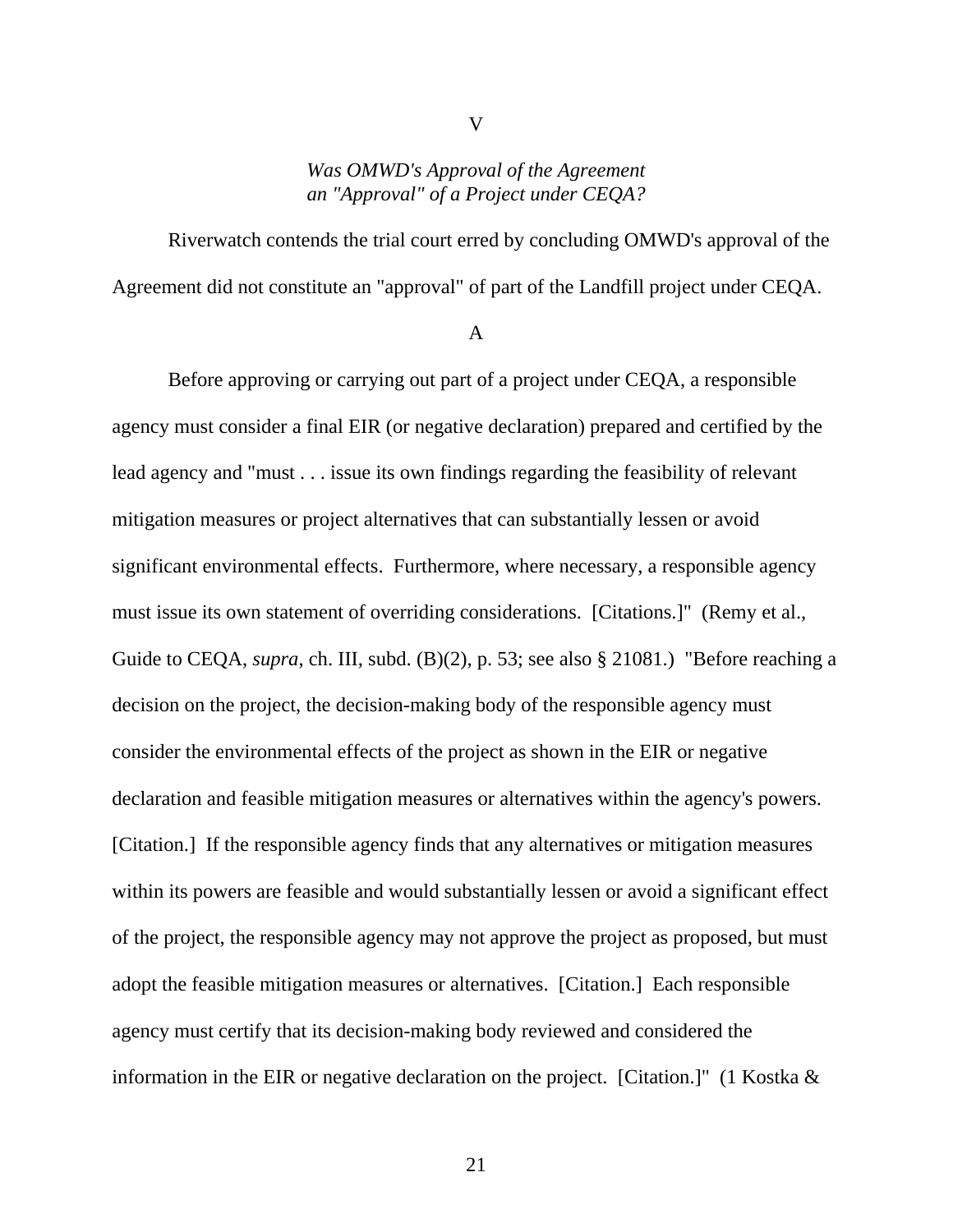V

*Was OMWD's Approval of the Agreement an "Approval" of a Project under CEQA?*

Riverwatch contends the trial court erred by concluding OMWD's approval of the Agreement did not constitute an "approval" of part of the Landfill project under CEQA.

A

Before approving or carrying out part of a project under CEQA, a responsible agency must consider a final EIR (or negative declaration) prepared and certified by the lead agency and "must . . . issue its own findings regarding the feasibility of relevant mitigation measures or project alternatives that can substantially lessen or avoid significant environmental effects. Furthermore, where necessary, a responsible agency must issue its own statement of overriding considerations. [Citations.]" (Remy et al., Guide to CEQA, *supra*, ch. III, subd. (B)(2), p. 53; see also § 21081.) "Before reaching a decision on the project, the decision-making body of the responsible agency must consider the environmental effects of the project as shown in the EIR or negative declaration and feasible mitigation measures or alternatives within the agency's powers. [Citation.] If the responsible agency finds that any alternatives or mitigation measures within its powers are feasible and would substantially lessen or avoid a significant effect of the project, the responsible agency may not approve the project as proposed, but must adopt the feasible mitigation measures or alternatives. [Citation.] Each responsible agency must certify that its decision-making body reviewed and considered the information in the EIR or negative declaration on the project. [Citation.]" (1 Kostka &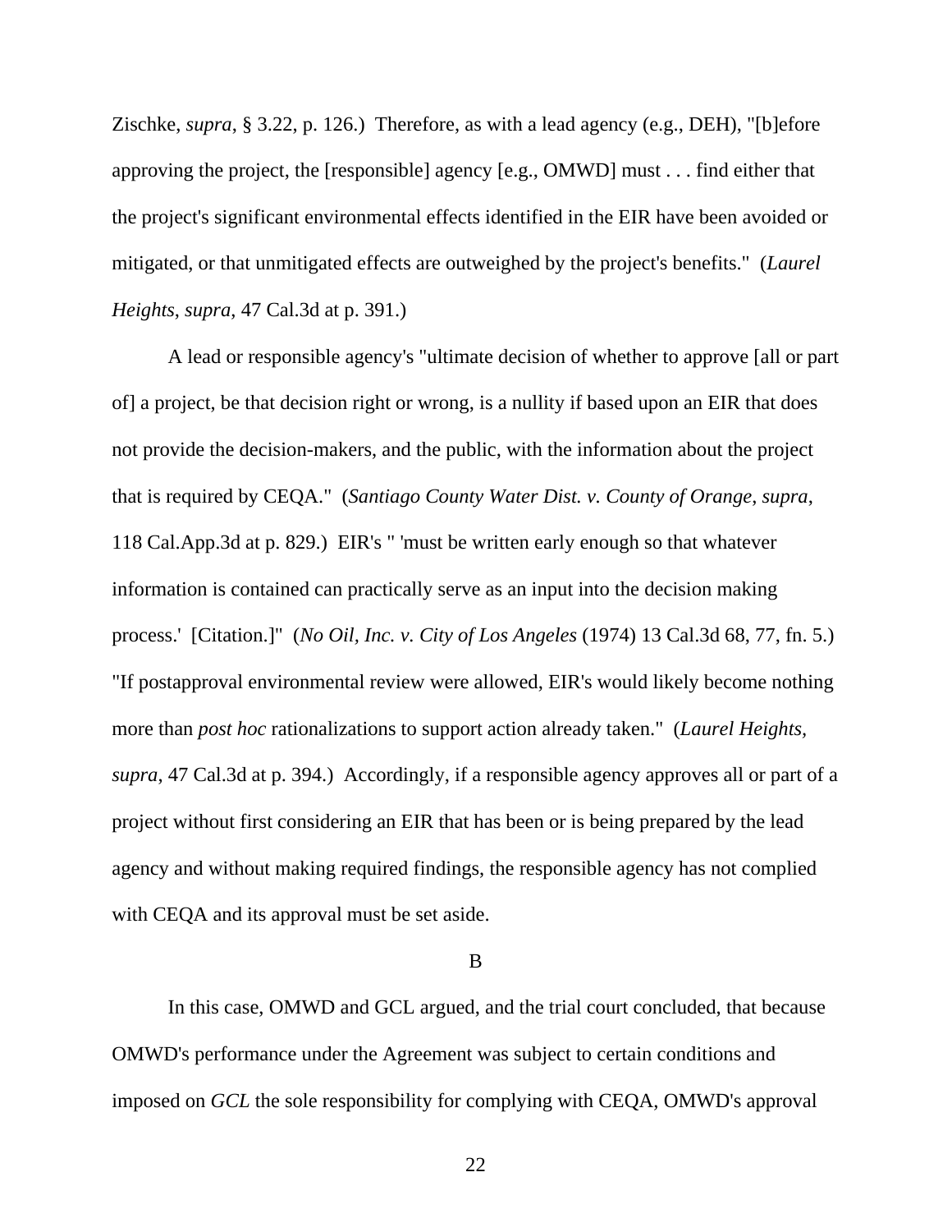Zischke, *supra*, § 3.22, p. 126.) Therefore, as with a lead agency (e.g., DEH), "[b]efore approving the project, the [responsible] agency [e.g., OMWD] must . . . find either that the project's significant environmental effects identified in the EIR have been avoided or mitigated, or that unmitigated effects are outweighed by the project's benefits." (*Laurel Heights*, *supra*, 47 Cal.3d at p. 391.)

A lead or responsible agency's "ultimate decision of whether to approve [all or part of] a project, be that decision right or wrong, is a nullity if based upon an EIR that does not provide the decision-makers, and the public, with the information about the project that is required by CEQA." (*Santiago County Water Dist. v. County of Orange*, *supra*, 118 Cal.App.3d at p. 829.) EIR's " 'must be written early enough so that whatever information is contained can practically serve as an input into the decision making process.' [Citation.]" (*No Oil, Inc. v. City of Los Angeles* (1974) 13 Cal.3d 68, 77, fn. 5.) "If postapproval environmental review were allowed, EIR's would likely become nothing more than *post hoc* rationalizations to support action already taken." (*Laurel Heights*, *supra*, 47 Cal.3d at p. 394.) Accordingly, if a responsible agency approves all or part of a project without first considering an EIR that has been or is being prepared by the lead agency and without making required findings, the responsible agency has not complied with CEQA and its approval must be set aside.

B

In this case, OMWD and GCL argued, and the trial court concluded, that because OMWD's performance under the Agreement was subject to certain conditions and imposed on *GCL* the sole responsibility for complying with CEQA, OMWD's approval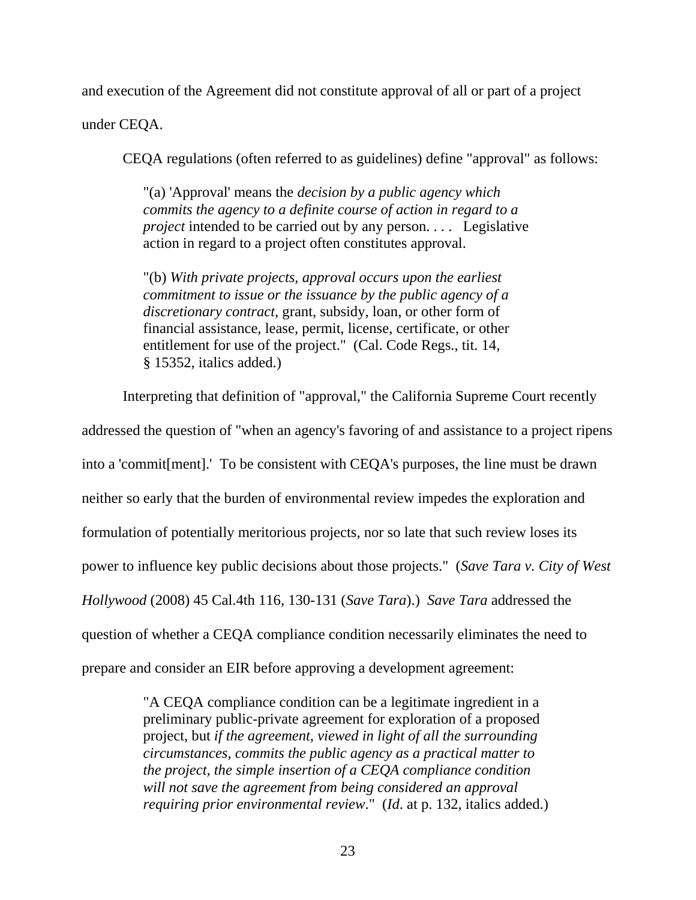and execution of the Agreement did not constitute approval of all or part of a project under CEQA.

CEQA regulations (often referred to as guidelines) define "approval" as follows:

> "(a) 'Approval' means the *decision by a public agency which commits the agency to a definite course of action in regard to a project* intended to be carried out by any person. . . . Legislative action in regard to a project often constitutes approval.
>
> "(b) *With private projects, approval occurs upon the earliest commitment to issue or the issuance by the public agency of a discretionary contract*, grant, subsidy, loan, or other form of financial assistance, lease, permit, license, certificate, or other entitlement for use of the project." (Cal. Code Regs., tit. 14, § 15352, italics added.)

Interpreting that definition of "approval," the California Supreme Court recently addressed the question of "when an agency's favoring of and assistance to a project ripens into a 'commit[ment].' To be consistent with CEQA's purposes, the line must be drawn neither so early that the burden of environmental review impedes the exploration and formulation of potentially meritorious projects, nor so late that such review loses its power to influence key public decisions about those projects." (*Save Tara v. City of West Hollywood* (2008) 45 Cal.4th 116, 130-131 (*Save Tara*).) *Save Tara* addressed the question of whether a CEQA compliance condition necessarily eliminates the need to prepare and consider an EIR before approving a development agreement:

> "A CEQA compliance condition can be a legitimate ingredient in a preliminary public-private agreement for exploration of a proposed project, but *if the agreement, viewed in light of all the surrounding circumstances, commits the public agency as a practical matter to the project, the simple insertion of a CEQA compliance condition will not save the agreement from being considered an approval requiring prior environmental review*." (*Id*. at p. 132, italics added.)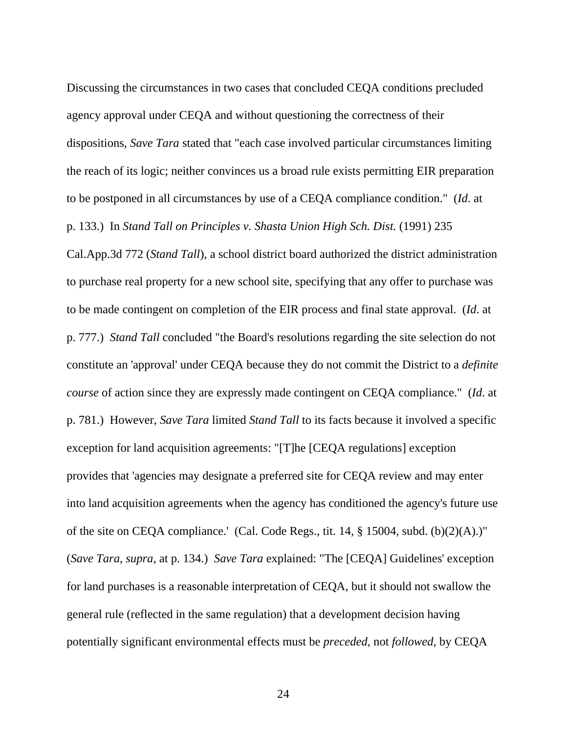Discussing the circumstances in two cases that concluded CEQA conditions precluded agency approval under CEQA and without questioning the correctness of their dispositions, *Save Tara* stated that "each case involved particular circumstances limiting the reach of its logic; neither convinces us a broad rule exists permitting EIR preparation to be postponed in all circumstances by use of a CEQA compliance condition." (*Id*. at p. 133.) In *Stand Tall on Principles v. Shasta Union High Sch. Dist.* (1991) 235 Cal.App.3d 772 (*Stand Tall*), a school district board authorized the district administration to purchase real property for a new school site, specifying that any offer to purchase was to be made contingent on completion of the EIR process and final state approval. (*Id*. at p. 777.) *Stand Tall* concluded "the Board's resolutions regarding the site selection do not constitute an 'approval' under CEQA because they do not commit the District to a *definite course* of action since they are expressly made contingent on CEQA compliance." (*Id*. at p. 781.) However, *Save Tara* limited *Stand Tall* to its facts because it involved a specific exception for land acquisition agreements: "[T]he [CEQA regulations] exception provides that 'agencies may designate a preferred site for CEQA review and may enter into land acquisition agreements when the agency has conditioned the agency's future use of the site on CEQA compliance.' (Cal. Code Regs., tit. 14, § 15004, subd. (b)(2)(A).)" (*Save Tara*, *supra*, at p. 134.) *Save Tara* explained: "The [CEQA] Guidelines' exception for land purchases is a reasonable interpretation of CEQA, but it should not swallow the general rule (reflected in the same regulation) that a development decision having potentially significant environmental effects must be *preceded*, not *followed*, by CEQA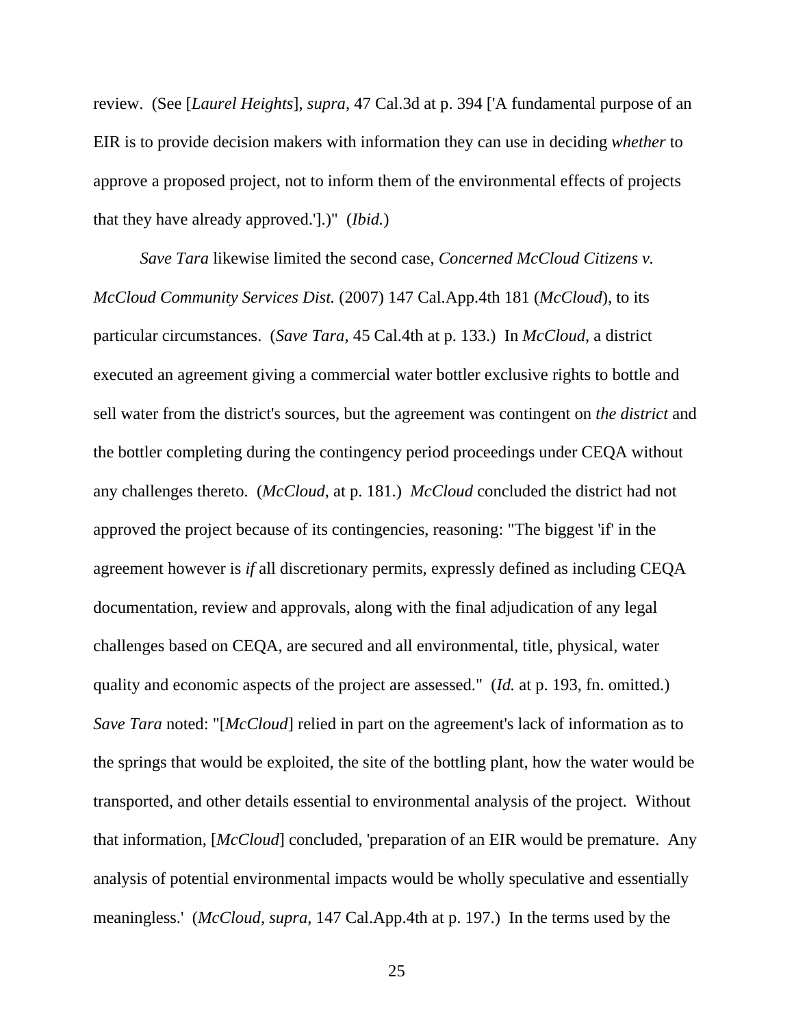review. (See [*Laurel Heights*], *supra*, 47 Cal.3d at p. 394 ['A fundamental purpose of an EIR is to provide decision makers with information they can use in deciding *whether* to approve a proposed project, not to inform them of the environmental effects of projects that they have already approved.'].)" (*Ibid.*)

*Save Tara* likewise limited the second case, *Concerned McCloud Citizens v. McCloud Community Services Dist.* (2007) 147 Cal.App.4th 181 (*McCloud*), to its particular circumstances. (*Save Tara*, 45 Cal.4th at p. 133.) In *McCloud*, a district executed an agreement giving a commercial water bottler exclusive rights to bottle and sell water from the district's sources, but the agreement was contingent on *the district* and the bottler completing during the contingency period proceedings under CEQA without any challenges thereto. (*McCloud*, at p. 181.) *McCloud* concluded the district had not approved the project because of its contingencies, reasoning: "The biggest 'if' in the agreement however is *if* all discretionary permits, expressly defined as including CEQA documentation, review and approvals, along with the final adjudication of any legal challenges based on CEQA, are secured and all environmental, title, physical, water quality and economic aspects of the project are assessed." (*Id.* at p. 193, fn. omitted.) *Save Tara* noted: "[*McCloud*] relied in part on the agreement's lack of information as to the springs that would be exploited, the site of the bottling plant, how the water would be transported, and other details essential to environmental analysis of the project. Without that information, [*McCloud*] concluded, 'preparation of an EIR would be premature. Any analysis of potential environmental impacts would be wholly speculative and essentially meaningless.' (*McCloud*, *supra*, 147 Cal.App.4th at p. 197.) In the terms used by the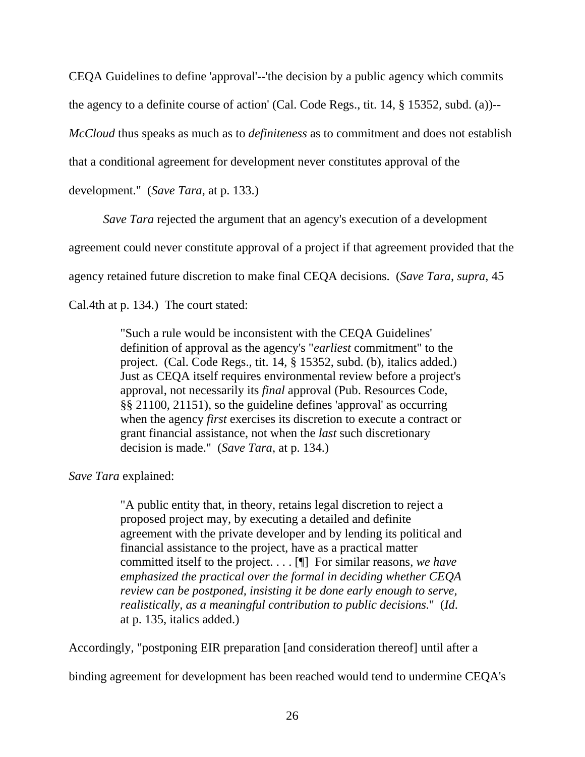CEQA Guidelines to define 'approval'--'the decision by a public agency which commits the agency to a definite course of action' (Cal. Code Regs., tit. 14, § 15352, subd. (a))--*McCloud* thus speaks as much as to *definiteness* as to commitment and does not establish that a conditional agreement for development never constitutes approval of the development." (*Save Tara*, at p. 133.)

*Save Tara* rejected the argument that an agency's execution of a development agreement could never constitute approval of a project if that agreement provided that the agency retained future discretion to make final CEQA decisions. (*Save Tara*, *supra*, 45 Cal.4th at p. 134.) The court stated:

> "Such a rule would be inconsistent with the CEQA Guidelines' definition of approval as the agency's "*earliest* commitment" to the project. (Cal. Code Regs., tit. 14, § 15352, subd. (b), italics added.) Just as CEQA itself requires environmental review before a project's approval, not necessarily its *final* approval (Pub. Resources Code, §§ 21100, 21151), so the guideline defines 'approval' as occurring when the agency *first* exercises its discretion to execute a contract or grant financial assistance, not when the *last* such discretionary decision is made." (*Save Tara*, at p. 134.)

*Save Tara* explained:

> "A public entity that, in theory, retains legal discretion to reject a proposed project may, by executing a detailed and definite agreement with the private developer and by lending its political and financial assistance to the project, have as a practical matter committed itself to the project. . . . [¶] For similar reasons, *we have emphasized the practical over the formal in deciding whether CEQA review can be postponed, insisting it be done early enough to serve, realistically, as a meaningful contribution to public decisions*." (*Id*. at p. 135, italics added.)

Accordingly, "postponing EIR preparation [and consideration thereof] until after a binding agreement for development has been reached would tend to undermine CEQA's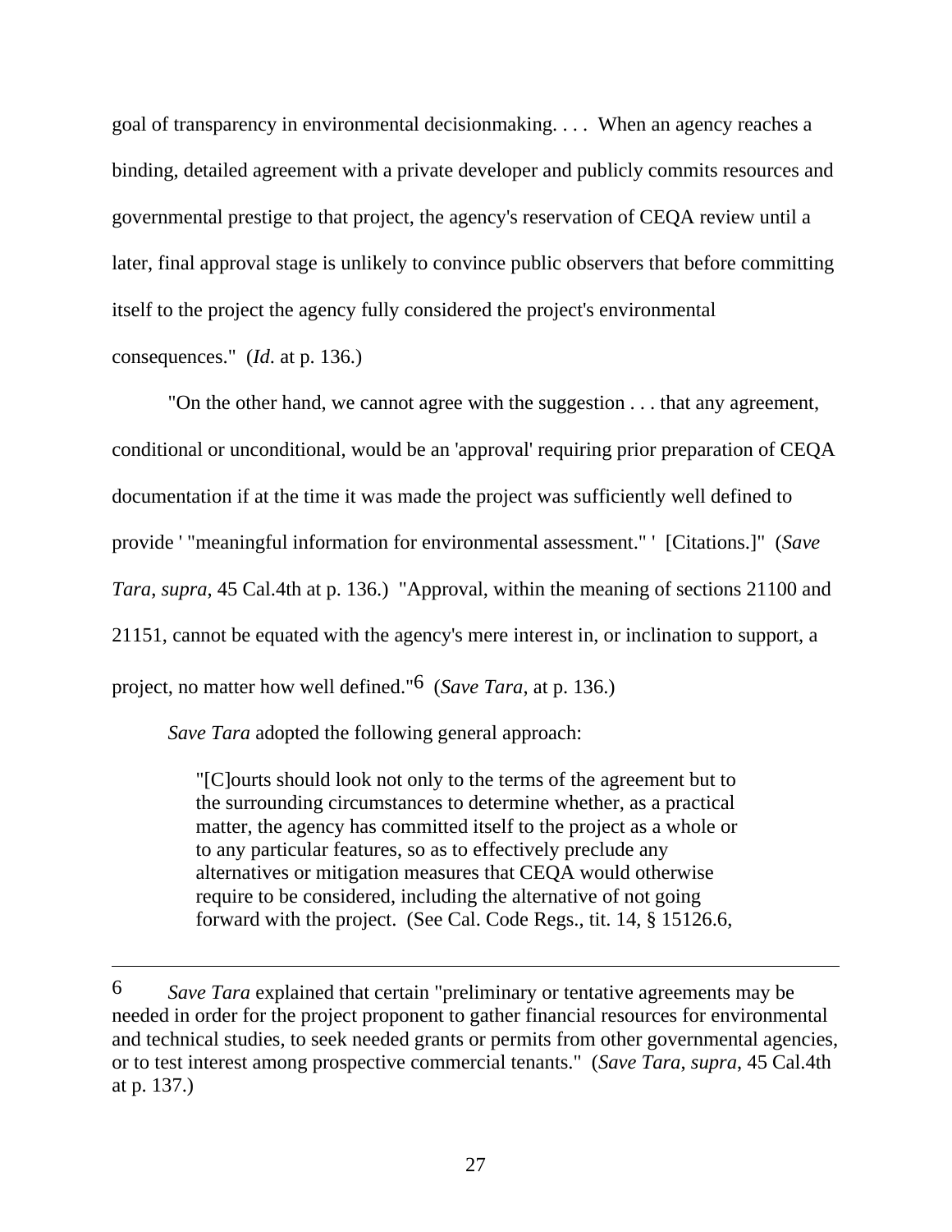goal of transparency in environmental decisionmaking. . . . When an agency reaches a binding, detailed agreement with a private developer and publicly commits resources and governmental prestige to that project, the agency's reservation of CEQA review until a later, final approval stage is unlikely to convince public observers that before committing itself to the project the agency fully considered the project's environmental consequences." (*Id*. at p. 136.)

"On the other hand, we cannot agree with the suggestion . . . that any agreement, conditional or unconditional, would be an 'approval' requiring prior preparation of CEQA documentation if at the time it was made the project was sufficiently well defined to provide ' "meaningful information for environmental assessment." ' [Citations.]" (*Save Tara*, *supra*, 45 Cal.4th at p. 136.) "Approval, within the meaning of sections 21100 and 21151, cannot be equated with the agency's mere interest in, or inclination to support, a project, no matter how well defined."[6] (*Save Tara*, at p. 136.)

*Save Tara* adopted the following general approach:

> "[C]ourts should look not only to the terms of the agreement but to the surrounding circumstances to determine whether, as a practical matter, the agency has committed itself to the project as a whole or to any particular features, so as to effectively preclude any alternatives or mitigation measures that CEQA would otherwise require to be considered, including the alternative of not going forward with the project. (See Cal. Code Regs., tit. 14, § 15126.6,

---

6 *Save Tara* explained that certain "preliminary or tentative agreements may be needed in order for the project proponent to gather financial resources for environmental and technical studies, to seek needed grants or permits from other governmental agencies, or to test interest among prospective commercial tenants." (*Save Tara*, *supra*, 45 Cal.4th at p. 137.)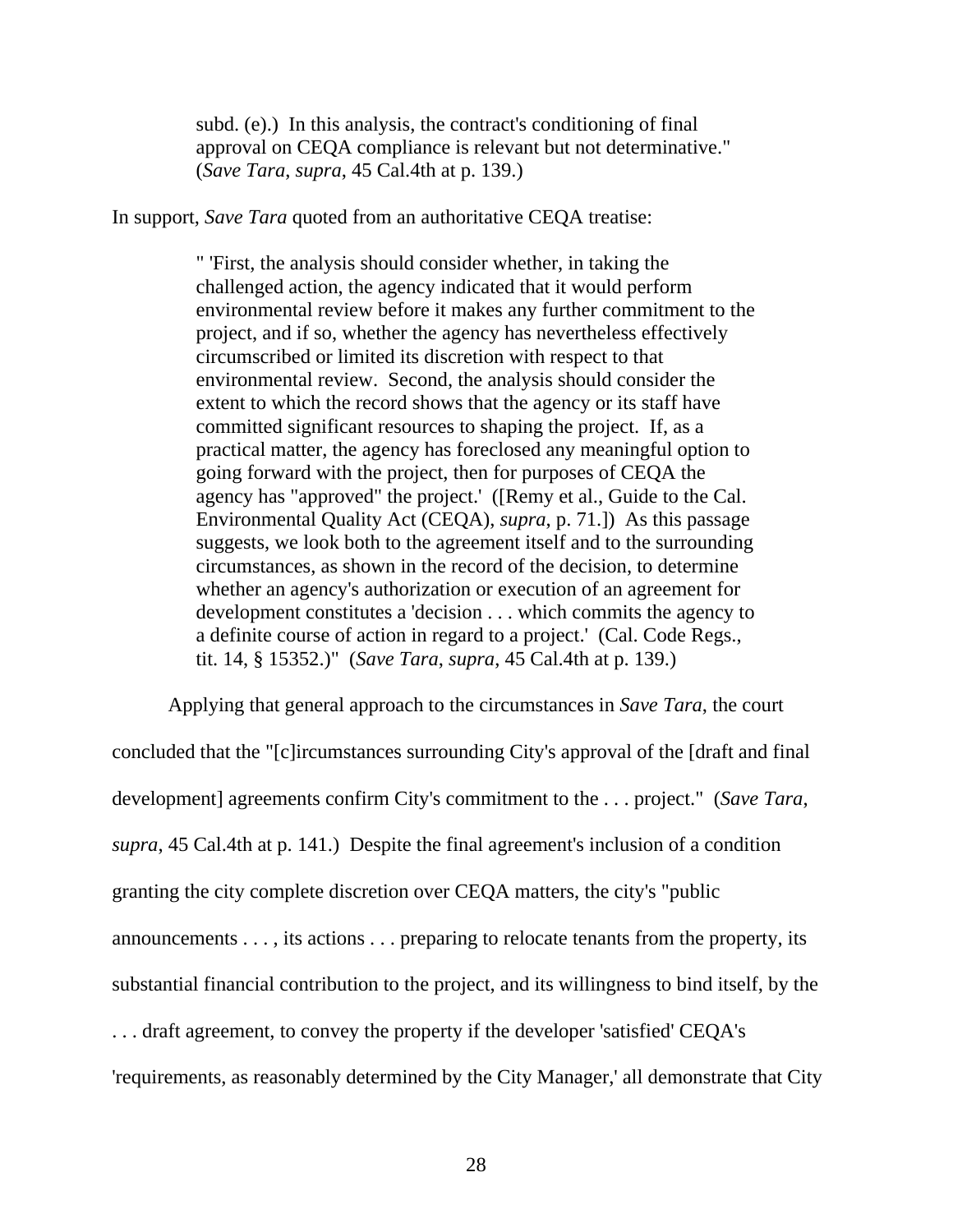> subd. (e).) In this analysis, the contract's conditioning of final approval on CEQA compliance is relevant but not determinative." (*Save Tara*, *supra*, 45 Cal.4th at p. 139.)

In support, *Save Tara* quoted from an authoritative CEQA treatise:

> " 'First, the analysis should consider whether, in taking the challenged action, the agency indicated that it would perform environmental review before it makes any further commitment to the project, and if so, whether the agency has nevertheless effectively circumscribed or limited its discretion with respect to that environmental review. Second, the analysis should consider the extent to which the record shows that the agency or its staff have committed significant resources to shaping the project. If, as a practical matter, the agency has foreclosed any meaningful option to going forward with the project, then for purposes of CEQA the agency has "approved" the project.' ([Remy et al., Guide to the Cal. Environmental Quality Act (CEQA), *supra*, p. 71.]) As this passage suggests, we look both to the agreement itself and to the surrounding circumstances, as shown in the record of the decision, to determine whether an agency's authorization or execution of an agreement for development constitutes a 'decision . . . which commits the agency to a definite course of action in regard to a project.' (Cal. Code Regs., tit. 14, § 15352.)" (*Save Tara*, *supra*, 45 Cal.4th at p. 139.)

Applying that general approach to the circumstances in *Save Tara*, the court concluded that the "[c]ircumstances surrounding City's approval of the [draft and final development] agreements confirm City's commitment to the . . . project." (*Save Tara*, *supra*, 45 Cal.4th at p. 141.) Despite the final agreement's inclusion of a condition granting the city complete discretion over CEQA matters, the city's "public announcements . . . , its actions . . . preparing to relocate tenants from the property, its substantial financial contribution to the project, and its willingness to bind itself, by the . . . draft agreement, to convey the property if the developer 'satisfied' CEQA's 'requirements, as reasonably determined by the City Manager,' all demonstrate that City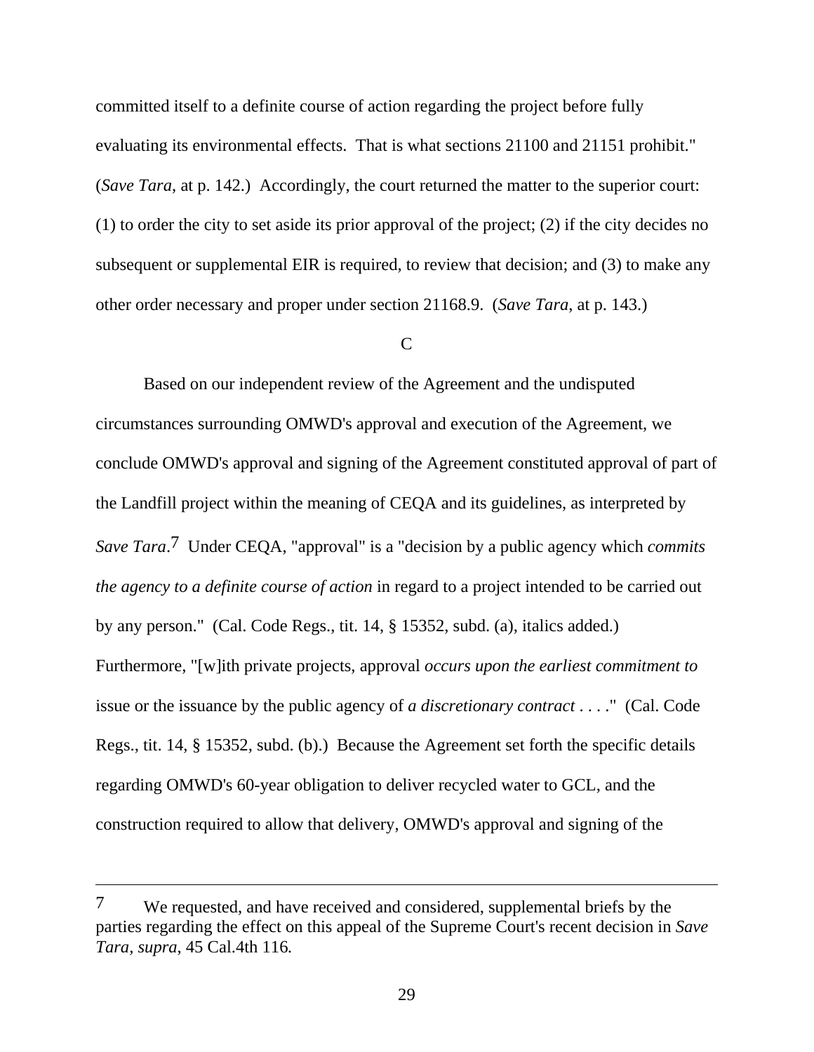committed itself to a definite course of action regarding the project before fully evaluating its environmental effects. That is what sections 21100 and 21151 prohibit." (*Save Tara*, at p. 142.) Accordingly, the court returned the matter to the superior court: (1) to order the city to set aside its prior approval of the project; (2) if the city decides no subsequent or supplemental EIR is required, to review that decision; and (3) to make any other order necessary and proper under section 21168.9. (*Save Tara*, at p. 143.)

C

Based on our independent review of the Agreement and the undisputed circumstances surrounding OMWD's approval and execution of the Agreement, we conclude OMWD's approval and signing of the Agreement constituted approval of part of the Landfill project within the meaning of CEQA and its guidelines, as interpreted by *Save Tara*.[7] Under CEQA, "approval" is a "decision by a public agency which *commits the agency to a definite course of action* in regard to a project intended to be carried out by any person." (Cal. Code Regs., tit. 14, § 15352, subd. (a), italics added.) Furthermore, "[w]ith private projects, approval *occurs upon the earliest commitment to* issue or the issuance by the public agency of *a discretionary contract* . . . ." (Cal. Code Regs., tit. 14, § 15352, subd. (b).) Because the Agreement set forth the specific details regarding OMWD's 60-year obligation to deliver recycled water to GCL, and the construction required to allow that delivery, OMWD's approval and signing of the

---

[7] We requested, and have received and considered, supplemental briefs by the parties regarding the effect on this appeal of the Supreme Court's recent decision in *Save Tara, supra*, 45 Cal.4th 116.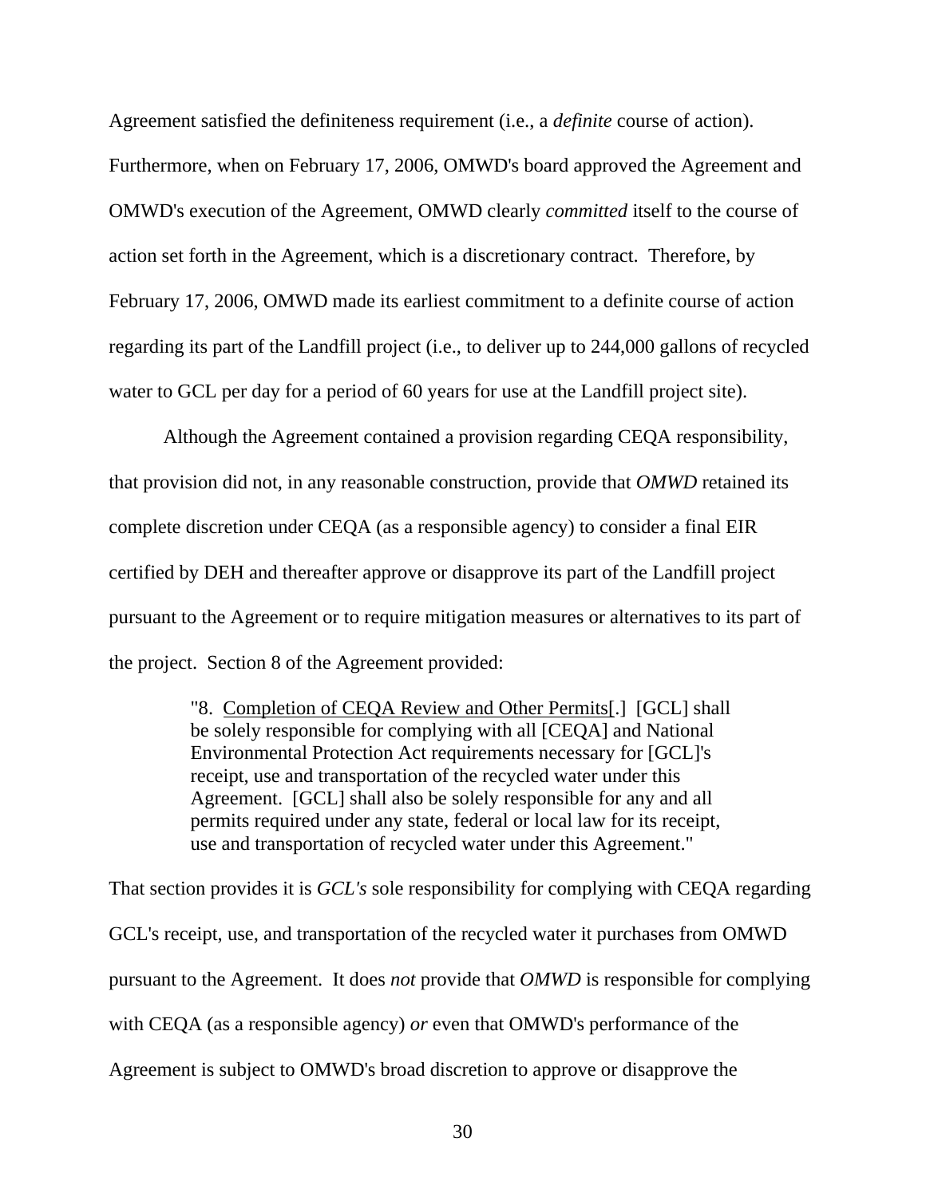Agreement satisfied the definiteness requirement (i.e., a *definite* course of action). Furthermore, when on February 17, 2006, OMWD's board approved the Agreement and OMWD's execution of the Agreement, OMWD clearly *committed* itself to the course of action set forth in the Agreement, which is a discretionary contract. Therefore, by February 17, 2006, OMWD made its earliest commitment to a definite course of action regarding its part of the Landfill project (i.e., to deliver up to 244,000 gallons of recycled water to GCL per day for a period of 60 years for use at the Landfill project site).

Although the Agreement contained a provision regarding CEQA responsibility, that provision did not, in any reasonable construction, provide that *OMWD* retained its complete discretion under CEQA (as a responsible agency) to consider a final EIR certified by DEH and thereafter approve or disapprove its part of the Landfill project pursuant to the Agreement or to require mitigation measures or alternatives to its part of the project. Section 8 of the Agreement provided:

> "8. <u>Completion of CEQA Review and Other Permits</u>[.] [GCL] shall be solely responsible for complying with all [CEQA] and National Environmental Protection Act requirements necessary for [GCL]'s receipt, use and transportation of the recycled water under this Agreement. [GCL] shall also be solely responsible for any and all permits required under any state, federal or local law for its receipt, use and transportation of recycled water under this Agreement."

That section provides it is *GCL's* sole responsibility for complying with CEQA regarding GCL's receipt, use, and transportation of the recycled water it purchases from OMWD pursuant to the Agreement. It does *not* provide that *OMWD* is responsible for complying with CEQA (as a responsible agency) *or* even that OMWD's performance of the Agreement is subject to OMWD's broad discretion to approve or disapprove the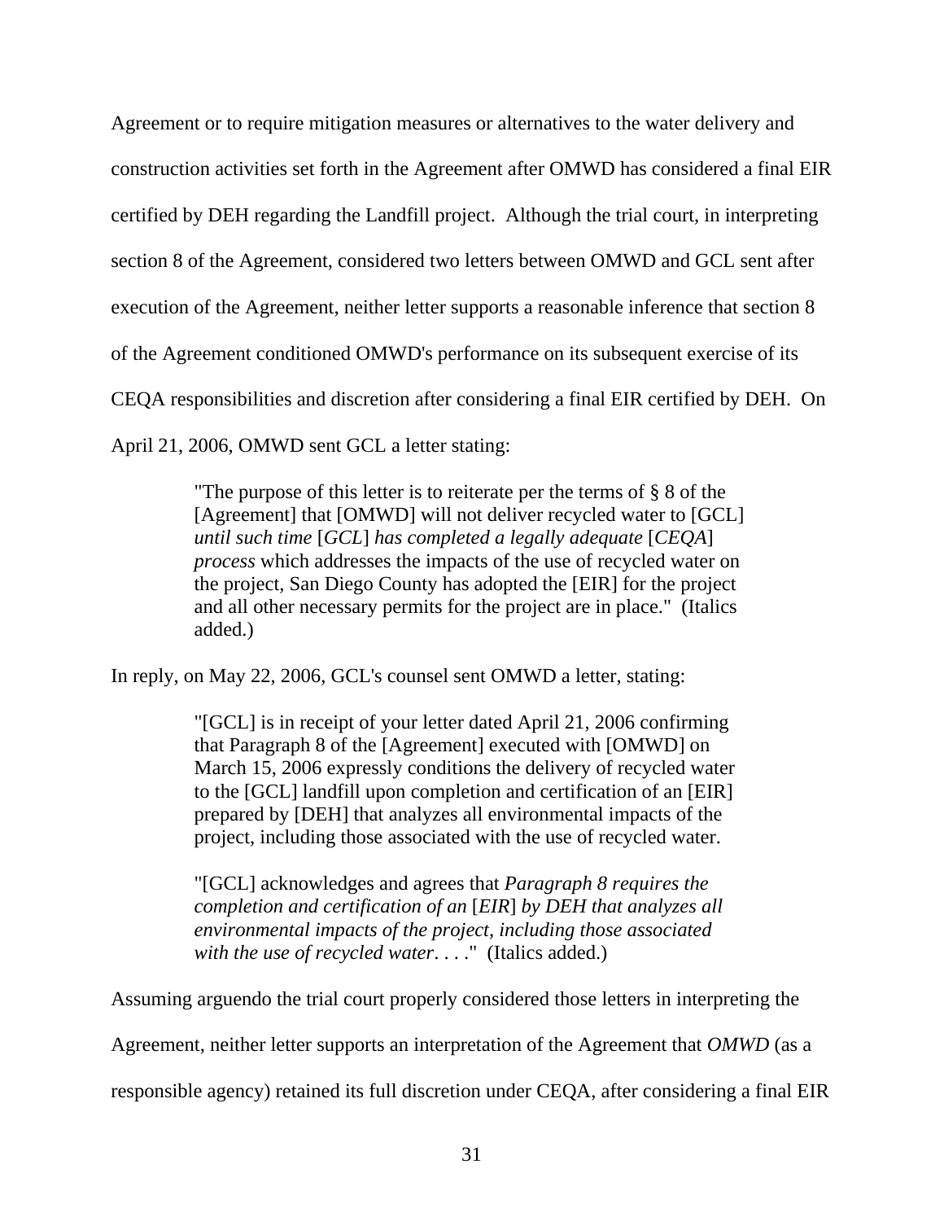Agreement or to require mitigation measures or alternatives to the water delivery and construction activities set forth in the Agreement after OMWD has considered a final EIR certified by DEH regarding the Landfill project. Although the trial court, in interpreting section 8 of the Agreement, considered two letters between OMWD and GCL sent after execution of the Agreement, neither letter supports a reasonable inference that section 8 of the Agreement conditioned OMWD's performance on its subsequent exercise of its CEQA responsibilities and discretion after considering a final EIR certified by DEH. On April 21, 2006, OMWD sent GCL a letter stating:

> "The purpose of this letter is to reiterate per the terms of § 8 of the [Agreement] that [OMWD] will not deliver recycled water to [GCL] *until such time* [*GCL*] *has completed a legally adequate* [*CEQA*] *process* which addresses the impacts of the use of recycled water on the project, San Diego County has adopted the [EIR] for the project and all other necessary permits for the project are in place." (Italics added.)

In reply, on May 22, 2006, GCL's counsel sent OMWD a letter, stating:

> "[GCL] is in receipt of your letter dated April 21, 2006 confirming that Paragraph 8 of the [Agreement] executed with [OMWD] on March 15, 2006 expressly conditions the delivery of recycled water to the [GCL] landfill upon completion and certification of an [EIR] prepared by [DEH] that analyzes all environmental impacts of the project, including those associated with the use of recycled water.
>
> "[GCL] acknowledges and agrees that *Paragraph 8 requires the completion and certification of an* [*EIR*] *by DEH that analyzes all environmental impacts of the project, including those associated with the use of recycled water*. . . ." (Italics added.)

Assuming arguendo the trial court properly considered those letters in interpreting the Agreement, neither letter supports an interpretation of the Agreement that *OMWD* (as a responsible agency) retained its full discretion under CEQA, after considering a final EIR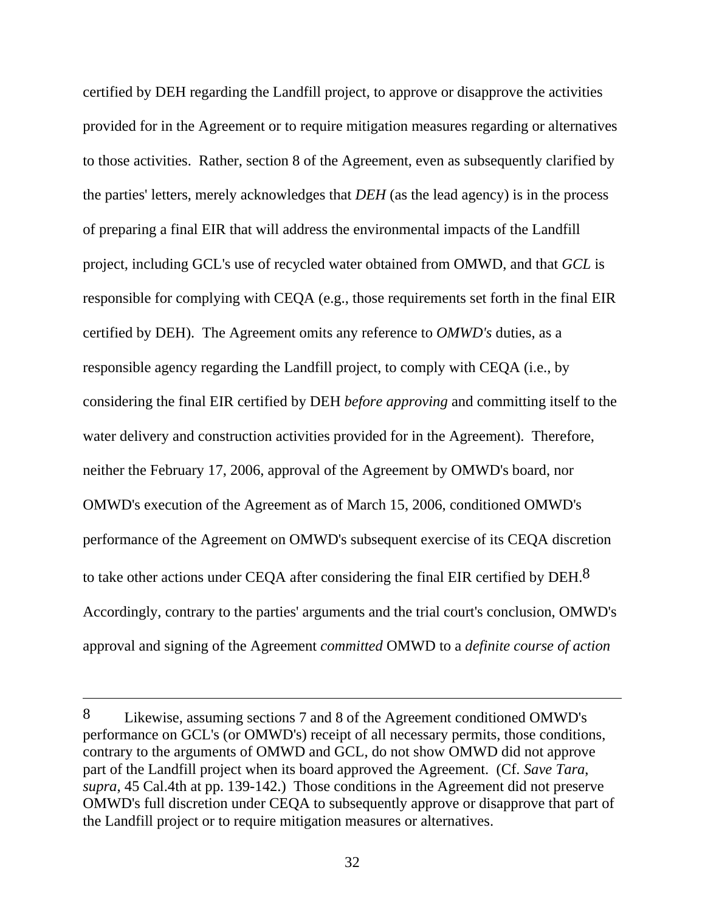certified by DEH regarding the Landfill project, to approve or disapprove the activities provided for in the Agreement or to require mitigation measures regarding or alternatives to those activities. Rather, section 8 of the Agreement, even as subsequently clarified by the parties' letters, merely acknowledges that *DEH* (as the lead agency) is in the process of preparing a final EIR that will address the environmental impacts of the Landfill project, including GCL's use of recycled water obtained from OMWD, and that *GCL* is responsible for complying with CEQA (e.g., those requirements set forth in the final EIR certified by DEH). The Agreement omits any reference to *OMWD's* duties, as a responsible agency regarding the Landfill project, to comply with CEQA (i.e., by considering the final EIR certified by DEH *before approving* and committing itself to the water delivery and construction activities provided for in the Agreement). Therefore, neither the February 17, 2006, approval of the Agreement by OMWD's board, nor OMWD's execution of the Agreement as of March 15, 2006, conditioned OMWD's performance of the Agreement on OMWD's subsequent exercise of its CEQA discretion to take other actions under CEQA after considering the final EIR certified by DEH.[8] Accordingly, contrary to the parties' arguments and the trial court's conclusion, OMWD's approval and signing of the Agreement *committed* OMWD to a *definite course of action*

---

[8] Likewise, assuming sections 7 and 8 of the Agreement conditioned OMWD's performance on GCL's (or OMWD's) receipt of all necessary permits, those conditions, contrary to the arguments of OMWD and GCL, do not show OMWD did not approve part of the Landfill project when its board approved the Agreement. (Cf. *Save Tara*, *supra*, 45 Cal.4th at pp. 139-142.) Those conditions in the Agreement did not preserve OMWD's full discretion under CEQA to subsequently approve or disapprove that part of the Landfill project or to require mitigation measures or alternatives.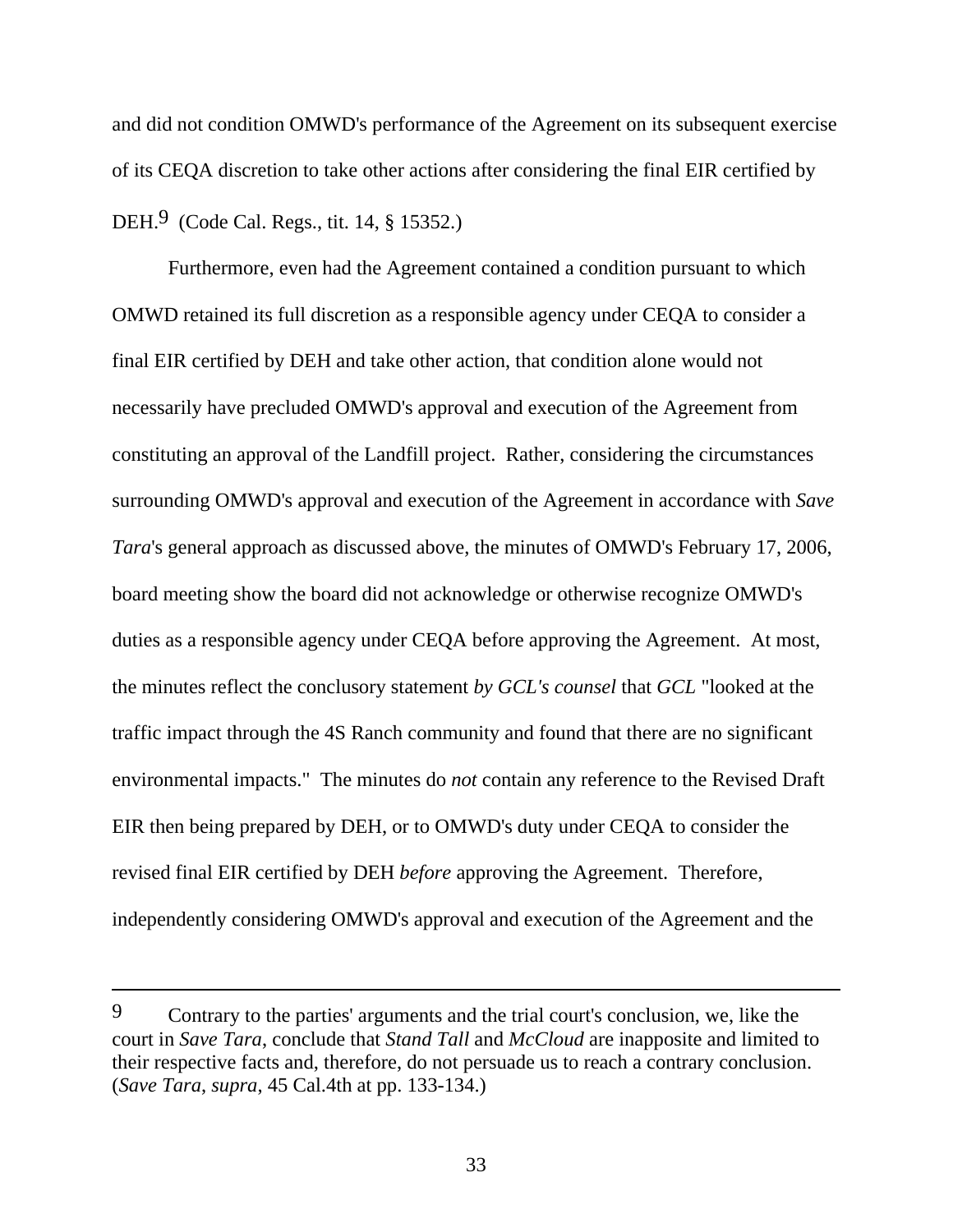and did not condition OMWD's performance of the Agreement on its subsequent exercise of its CEQA discretion to take other actions after considering the final EIR certified by DEH.[9] (Code Cal. Regs., tit. 14, § 15352.)

Furthermore, even had the Agreement contained a condition pursuant to which OMWD retained its full discretion as a responsible agency under CEQA to consider a final EIR certified by DEH and take other action, that condition alone would not necessarily have precluded OMWD's approval and execution of the Agreement from constituting an approval of the Landfill project. Rather, considering the circumstances surrounding OMWD's approval and execution of the Agreement in accordance with *Save Tara*'s general approach as discussed above, the minutes of OMWD's February 17, 2006, board meeting show the board did not acknowledge or otherwise recognize OMWD's duties as a responsible agency under CEQA before approving the Agreement. At most, the minutes reflect the conclusory statement *by GCL's counsel* that *GCL* "looked at the traffic impact through the 4S Ranch community and found that there are no significant environmental impacts." The minutes do *not* contain any reference to the Revised Draft EIR then being prepared by DEH, or to OMWD's duty under CEQA to consider the revised final EIR certified by DEH *before* approving the Agreement. Therefore, independently considering OMWD's approval and execution of the Agreement and the

---

[9] Contrary to the parties' arguments and the trial court's conclusion, we, like the court in *Save Tara*, conclude that *Stand Tall* and *McCloud* are inapposite and limited to their respective facts and, therefore, do not persuade us to reach a contrary conclusion. (*Save Tara*, *supra*, 45 Cal.4th at pp. 133-134.)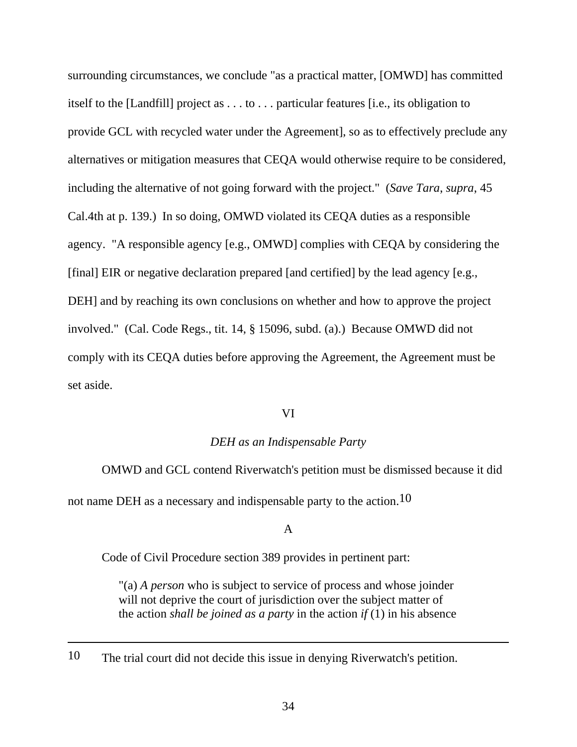surrounding circumstances, we conclude "as a practical matter, [OMWD] has committed itself to the [Landfill] project as . . . to . . . particular features [i.e., its obligation to provide GCL with recycled water under the Agreement], so as to effectively preclude any alternatives or mitigation measures that CEQA would otherwise require to be considered, including the alternative of not going forward with the project." (*Save Tara*, *supra*, 45 Cal.4th at p. 139.) In so doing, OMWD violated its CEQA duties as a responsible agency. "A responsible agency [e.g., OMWD] complies with CEQA by considering the [final] EIR or negative declaration prepared [and certified] by the lead agency [e.g., DEH] and by reaching its own conclusions on whether and how to approve the project involved." (Cal. Code Regs., tit. 14, § 15096, subd. (a).) Because OMWD did not comply with its CEQA duties before approving the Agreement, the Agreement must be set aside.

## VI

### *DEH as an Indispensable Party*

OMWD and GCL contend Riverwatch's petition must be dismissed because it did not name DEH as a necessary and indispensable party to the action.[10]

#### A

Code of Civil Procedure section 389 provides in pertinent part:

> "(a) *A person* who is subject to service of process and whose joinder will not deprive the court of jurisdiction over the subject matter of the action *shall be joined as a party* in the action *if* (1) in his absence

---

[10] The trial court did not decide this issue in denying Riverwatch's petition.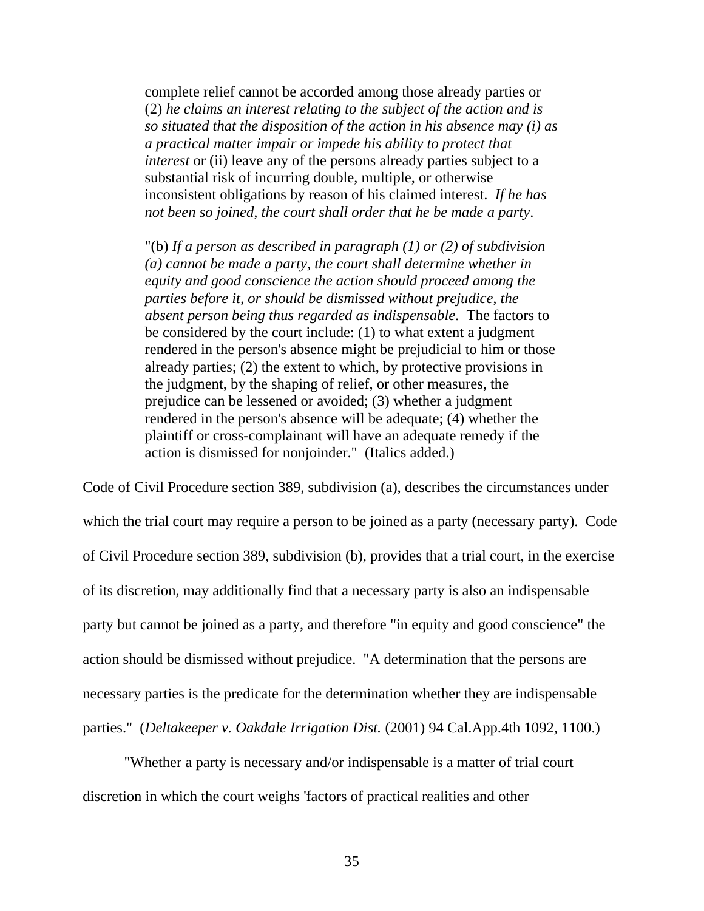> complete relief cannot be accorded among those already parties or (2) *he claims an interest relating to the subject of the action and is so situated that the disposition of the action in his absence may (i) as a practical matter impair or impede his ability to protect that interest* or (ii) leave any of the persons already parties subject to a substantial risk of incurring double, multiple, or otherwise inconsistent obligations by reason of his claimed interest. *If he has not been so joined, the court shall order that he be made a party*.
>
> "(b) *If a person as described in paragraph (1) or (2) of subdivision (a) cannot be made a party, the court shall determine whether in equity and good conscience the action should proceed among the parties before it, or should be dismissed without prejudice, the absent person being thus regarded as indispensable*. The factors to be considered by the court include: (1) to what extent a judgment rendered in the person's absence might be prejudicial to him or those already parties; (2) the extent to which, by protective provisions in the judgment, by the shaping of relief, or other measures, the prejudice can be lessened or avoided; (3) whether a judgment rendered in the person's absence will be adequate; (4) whether the plaintiff or cross-complainant will have an adequate remedy if the action is dismissed for nonjoinder." (Italics added.)

Code of Civil Procedure section 389, subdivision (a), describes the circumstances under which the trial court may require a person to be joined as a party (necessary party). Code of Civil Procedure section 389, subdivision (b), provides that a trial court, in the exercise of its discretion, may additionally find that a necessary party is also an indispensable party but cannot be joined as a party, and therefore "in equity and good conscience" the action should be dismissed without prejudice. "A determination that the persons are necessary parties is the predicate for the determination whether they are indispensable parties." (*Deltakeeper v. Oakdale Irrigation Dist.* (2001) 94 Cal.App.4th 1092, 1100.)

"Whether a party is necessary and/or indispensable is a matter of trial court discretion in which the court weighs 'factors of practical realities and other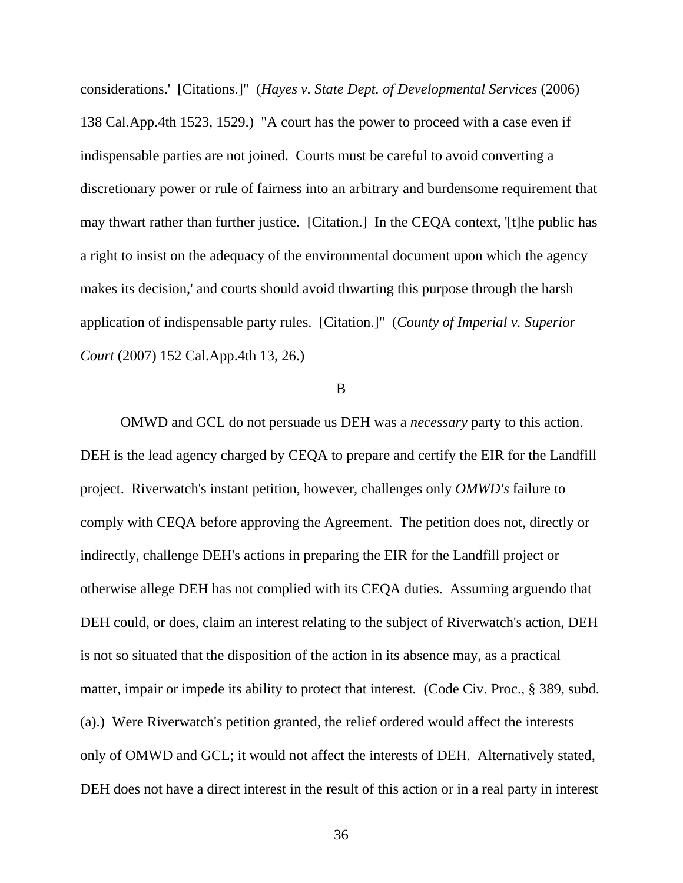considerations.' [Citations.]" (*Hayes v. State Dept. of Developmental Services* (2006) 138 Cal.App.4th 1523, 1529.) "A court has the power to proceed with a case even if indispensable parties are not joined. Courts must be careful to avoid converting a discretionary power or rule of fairness into an arbitrary and burdensome requirement that may thwart rather than further justice. [Citation.] In the CEQA context, '[t]he public has a right to insist on the adequacy of the environmental document upon which the agency makes its decision,' and courts should avoid thwarting this purpose through the harsh application of indispensable party rules. [Citation.]" (*County of Imperial v. Superior Court* (2007) 152 Cal.App.4th 13, 26.)

B

OMWD and GCL do not persuade us DEH was a *necessary* party to this action. DEH is the lead agency charged by CEQA to prepare and certify the EIR for the Landfill project. Riverwatch's instant petition, however, challenges only *OMWD's* failure to comply with CEQA before approving the Agreement. The petition does not, directly or indirectly, challenge DEH's actions in preparing the EIR for the Landfill project or otherwise allege DEH has not complied with its CEQA duties. Assuming arguendo that DEH could, or does, claim an interest relating to the subject of Riverwatch's action, DEH is not so situated that the disposition of the action in its absence may, as a practical matter, impair or impede its ability to protect that interest. (Code Civ. Proc., § 389, subd. (a).) Were Riverwatch's petition granted, the relief ordered would affect the interests only of OMWD and GCL; it would not affect the interests of DEH. Alternatively stated, DEH does not have a direct interest in the result of this action or in a real party in interest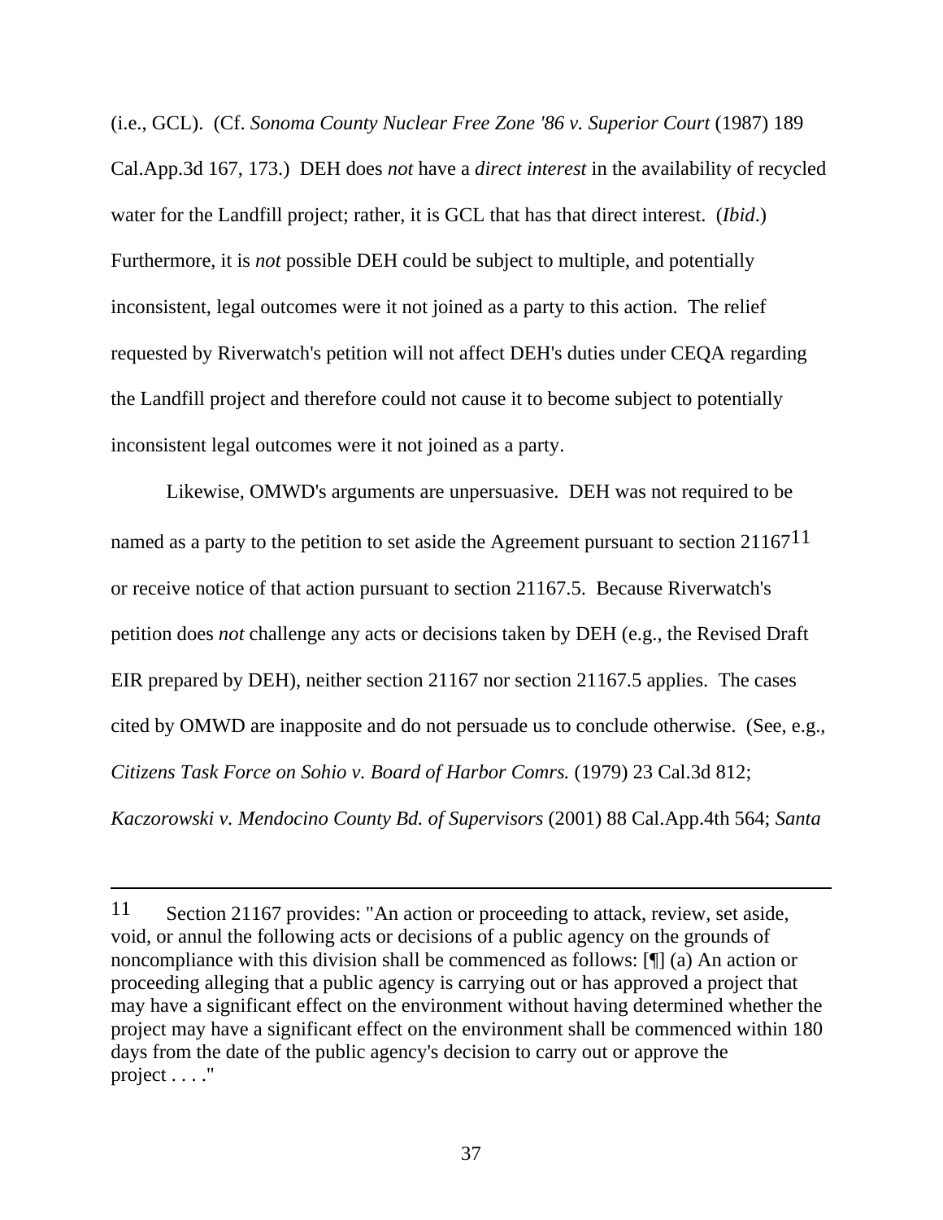(i.e., GCL). (Cf. *Sonoma County Nuclear Free Zone '86 v. Superior Court* (1987) 189 Cal.App.3d 167, 173.) DEH does *not* have a *direct interest* in the availability of recycled water for the Landfill project; rather, it is GCL that has that direct interest. (*Ibid*.) Furthermore, it is *not* possible DEH could be subject to multiple, and potentially inconsistent, legal outcomes were it not joined as a party to this action. The relief requested by Riverwatch's petition will not affect DEH's duties under CEQA regarding the Landfill project and therefore could not cause it to become subject to potentially inconsistent legal outcomes were it not joined as a party.

Likewise, OMWD's arguments are unpersuasive. DEH was not required to be named as a party to the petition to set aside the Agreement pursuant to section 21167[11] or receive notice of that action pursuant to section 21167.5. Because Riverwatch's petition does *not* challenge any acts or decisions taken by DEH (e.g., the Revised Draft EIR prepared by DEH), neither section 21167 nor section 21167.5 applies. The cases cited by OMWD are inapposite and do not persuade us to conclude otherwise. (See, e.g., *Citizens Task Force on Sohio v. Board of Harbor Comrs.* (1979) 23 Cal.3d 812; *Kaczorowski v. Mendocino County Bd. of Supervisors* (2001) 88 Cal.App.4th 564; *Santa*

---

[11] Section 21167 provides: "An action or proceeding to attack, review, set aside, void, or annul the following acts or decisions of a public agency on the grounds of noncompliance with this division shall be commenced as follows: [¶] (a) An action or proceeding alleging that a public agency is carrying out or has approved a project that may have a significant effect on the environment without having determined whether the project may have a significant effect on the environment shall be commenced within 180 days from the date of the public agency's decision to carry out or approve the project . . . ."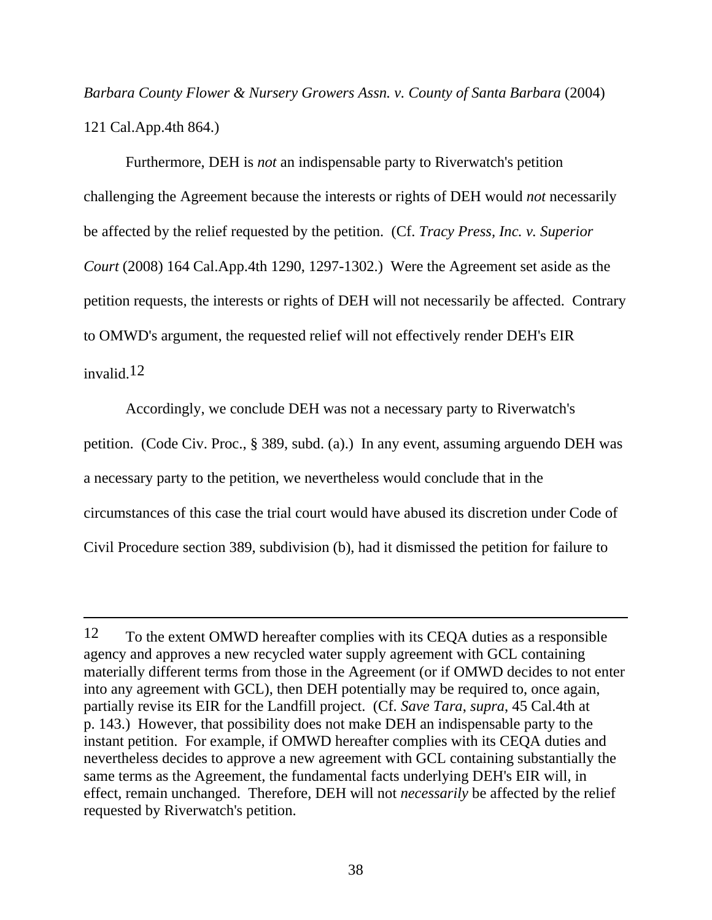*Barbara County Flower & Nursery Growers Assn. v. County of Santa Barbara* (2004) 121 Cal.App.4th 864.)

Furthermore, DEH is *not* an indispensable party to Riverwatch's petition challenging the Agreement because the interests or rights of DEH would *not* necessarily be affected by the relief requested by the petition. (Cf. *Tracy Press, Inc. v. Superior Court* (2008) 164 Cal.App.4th 1290, 1297-1302.) Were the Agreement set aside as the petition requests, the interests or rights of DEH will not necessarily be affected. Contrary to OMWD's argument, the requested relief will not effectively render DEH's EIR invalid.[12]

Accordingly, we conclude DEH was not a necessary party to Riverwatch's petition. (Code Civ. Proc., § 389, subd. (a).) In any event, assuming arguendo DEH was a necessary party to the petition, we nevertheless would conclude that in the circumstances of this case the trial court would have abused its discretion under Code of Civil Procedure section 389, subdivision (b), had it dismissed the petition for failure to

---

[12] To the extent OMWD hereafter complies with its CEQA duties as a responsible agency and approves a new recycled water supply agreement with GCL containing materially different terms from those in the Agreement (or if OMWD decides to not enter into any agreement with GCL), then DEH potentially may be required to, once again, partially revise its EIR for the Landfill project. (Cf. *Save Tara*, *supra*, 45 Cal.4th at p. 143.) However, that possibility does not make DEH an indispensable party to the instant petition. For example, if OMWD hereafter complies with its CEQA duties and nevertheless decides to approve a new agreement with GCL containing substantially the same terms as the Agreement, the fundamental facts underlying DEH's EIR will, in effect, remain unchanged. Therefore, DEH will not *necessarily* be affected by the relief requested by Riverwatch's petition.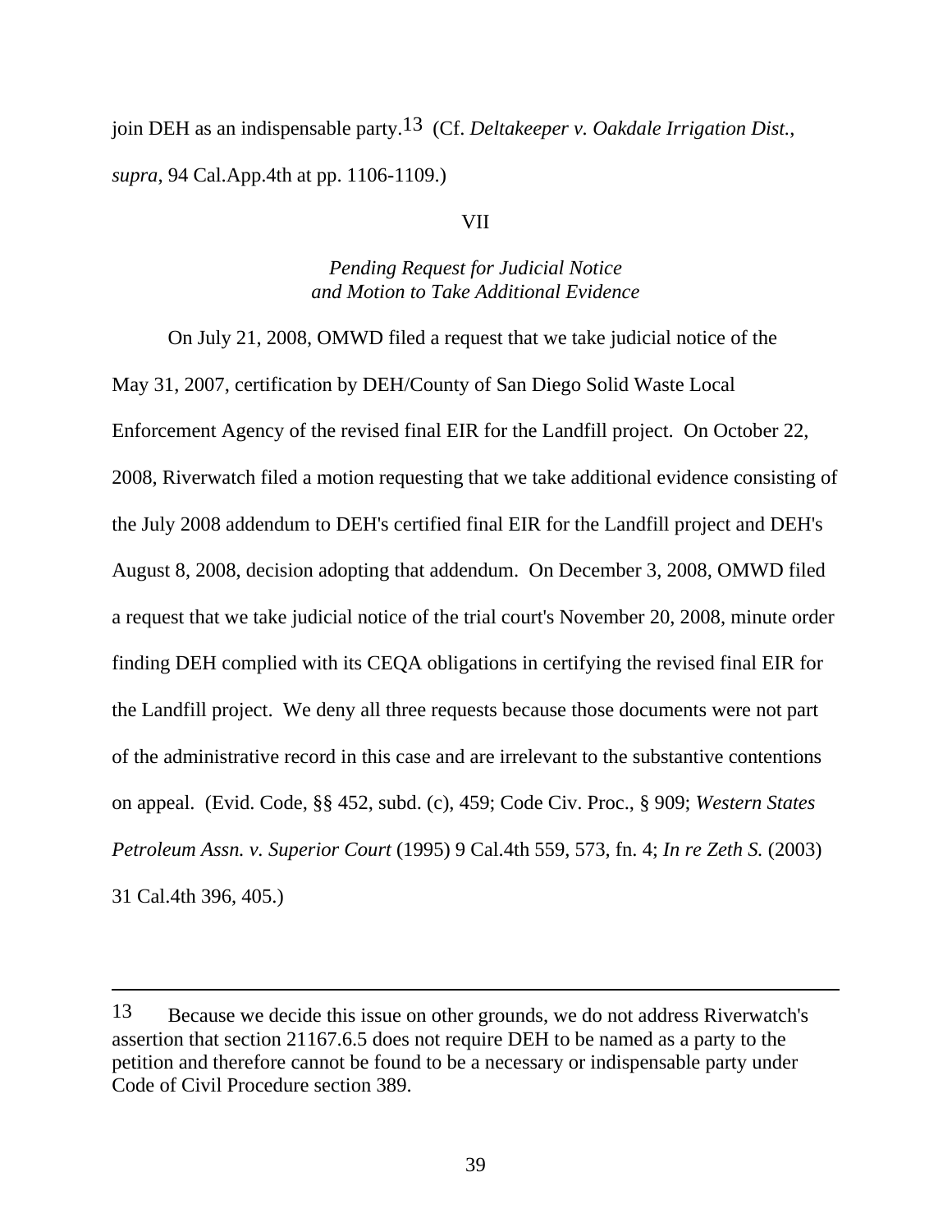join DEH as an indispensable party.[13] (Cf. *Deltakeeper v. Oakdale Irrigation Dist.*, *supra*, 94 Cal.App.4th at pp. 1106-1109.)

VII

*Pending Request for Judicial Notice and Motion to Take Additional Evidence*

On July 21, 2008, OMWD filed a request that we take judicial notice of the May 31, 2007, certification by DEH/County of San Diego Solid Waste Local Enforcement Agency of the revised final EIR for the Landfill project. On October 22, 2008, Riverwatch filed a motion requesting that we take additional evidence consisting of the July 2008 addendum to DEH's certified final EIR for the Landfill project and DEH's August 8, 2008, decision adopting that addendum. On December 3, 2008, OMWD filed a request that we take judicial notice of the trial court's November 20, 2008, minute order finding DEH complied with its CEQA obligations in certifying the revised final EIR for the Landfill project. We deny all three requests because those documents were not part of the administrative record in this case and are irrelevant to the substantive contentions on appeal. (Evid. Code, §§ 452, subd. (c), 459; Code Civ. Proc., § 909; *Western States Petroleum Assn. v. Superior Court* (1995) 9 Cal.4th 559, 573, fn. 4; *In re Zeth S.* (2003) 31 Cal.4th 396, 405.)

---

[13] Because we decide this issue on other grounds, we do not address Riverwatch's assertion that section 21167.6.5 does not require DEH to be named as a party to the petition and therefore cannot be found to be a necessary or indispensable party under Code of Civil Procedure section 389.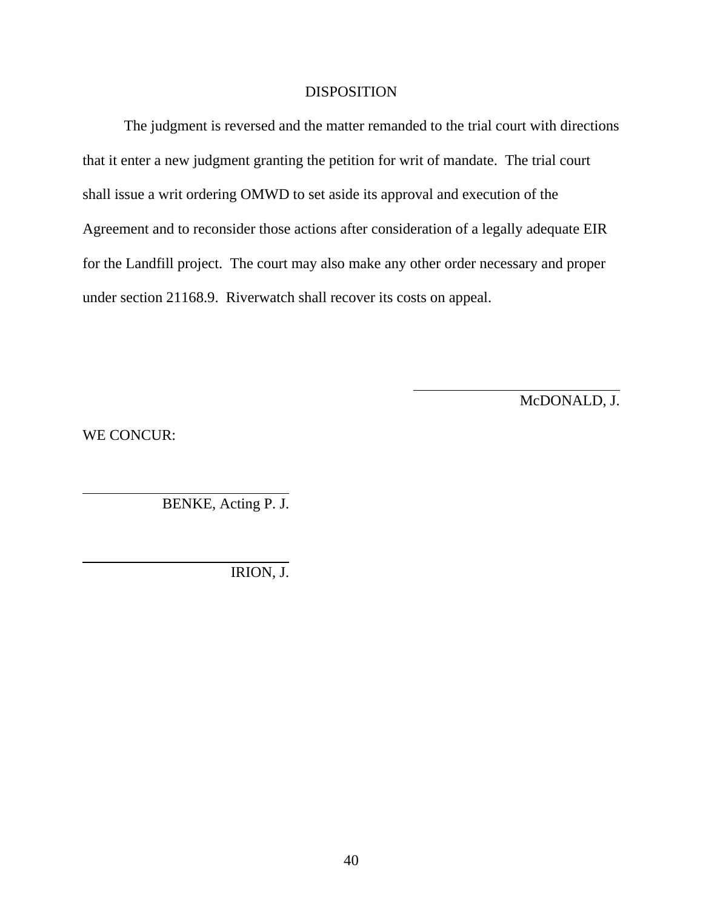## DISPOSITION

The judgment is reversed and the matter remanded to the trial court with directions that it enter a new judgment granting the petition for writ of mandate. The trial court shall issue a writ ordering OMWD to set aside its approval and execution of the Agreement and to reconsider those actions after consideration of a legally adequate EIR for the Landfill project. The court may also make any other order necessary and proper under section 21168.9. Riverwatch shall recover its costs on appeal.

McDONALD, J.

WE CONCUR:

BENKE, Acting P. J.

IRION, J.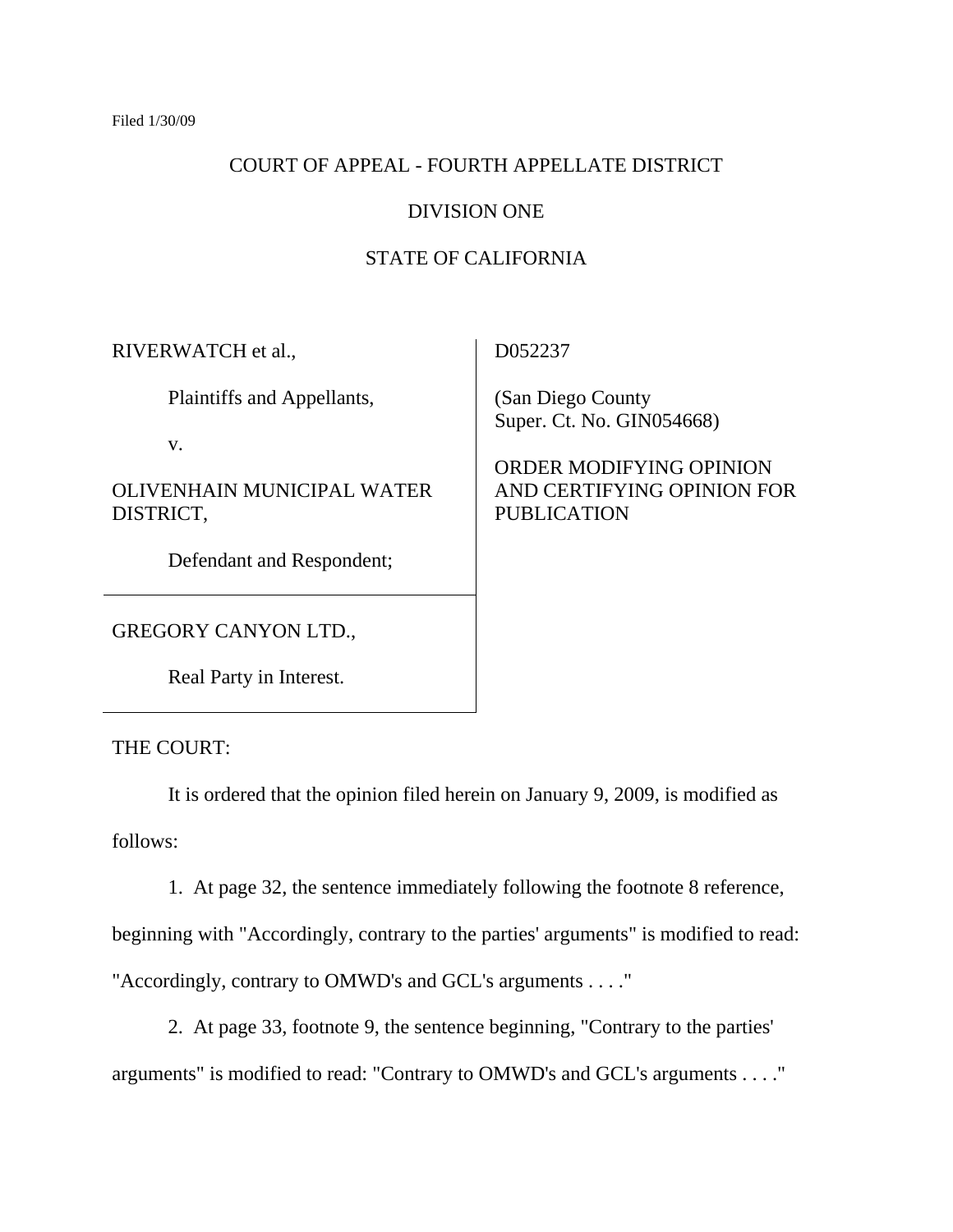Filed 1/30/09

COURT OF APPEAL - FOURTH APPELLATE DISTRICT

DIVISION ONE

STATE OF CALIFORNIA

| | |
|---|---|
| RIVERWATCH et al.,<br><br>Plaintiffs and Appellants,<br><br>v.<br><br>OLIVENHAIN MUNICIPAL WATER DISTRICT,<br><br>Defendant and Respondent;<br><br>GREGORY CANYON LTD.,<br><br>Real Party in Interest. | D052237<br><br>(San Diego County Super. Ct. No. GIN054668)<br><br>ORDER MODIFYING OPINION AND CERTIFYING OPINION FOR PUBLICATION |

THE COURT:

It is ordered that the opinion filed herein on January 9, 2009, is modified as follows:

1. At page 32, the sentence immediately following the footnote 8 reference, beginning with "Accordingly, contrary to the parties' arguments" is modified to read: "Accordingly, contrary to OMWD's and GCL's arguments . . . ."

2. At page 33, footnote 9, the sentence beginning, "Contrary to the parties' arguments" is modified to read: "Contrary to OMWD's and GCL's arguments . . . ."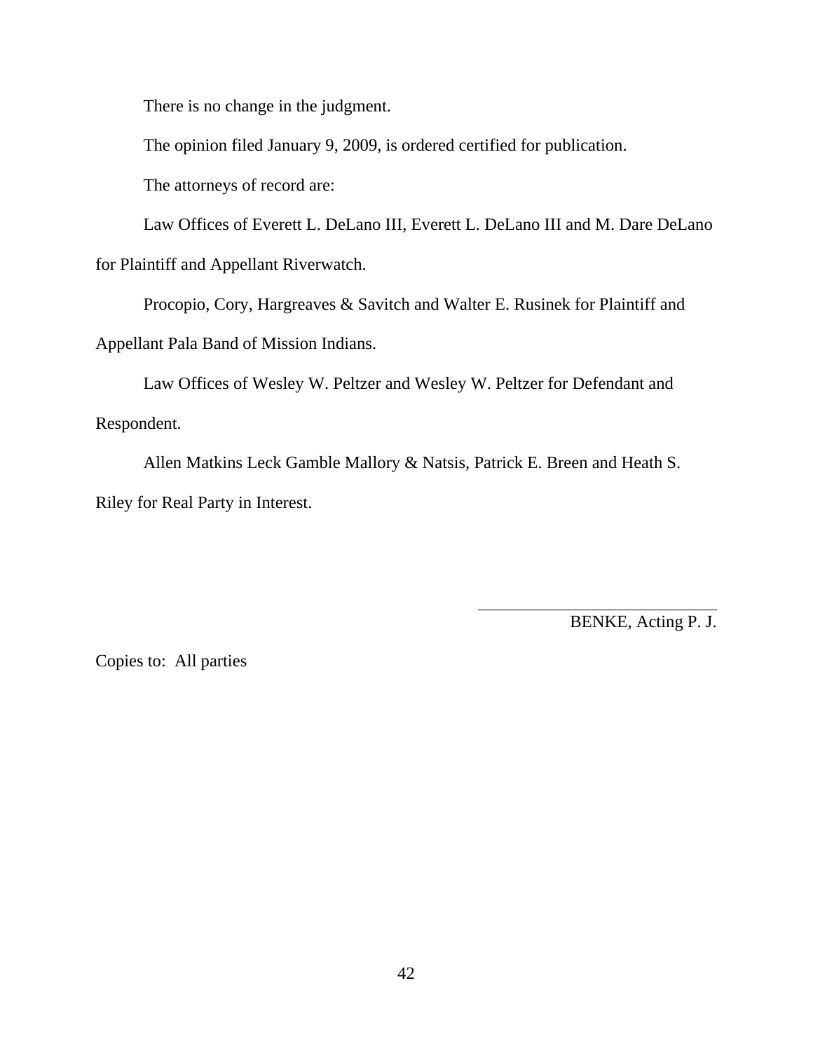There is no change in the judgment.

The opinion filed January 9, 2009, is ordered certified for publication.

The attorneys of record are:

Law Offices of Everett L. DeLano III, Everett L. DeLano III and M. Dare DeLano for Plaintiff and Appellant Riverwatch.

Procopio, Cory, Hargreaves & Savitch and Walter E. Rusinek for Plaintiff and Appellant Pala Band of Mission Indians.

Law Offices of Wesley W. Peltzer and Wesley W. Peltzer for Defendant and Respondent.

Allen Matkins Leck Gamble Mallory & Natsis, Patrick E. Breen and Heath S. Riley for Real Party in Interest.

BENKE, Acting P. J.

Copies to: All parties